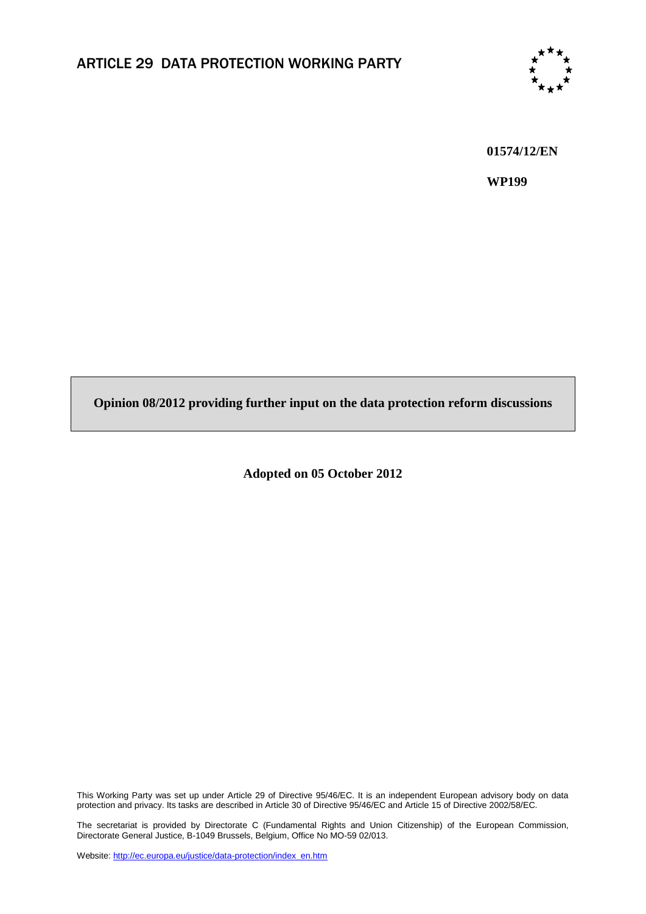ARTICLE 29 DATA PROTECTION WORKING PARTY

**01574/12/EN**

**WP199**

# Opinion 08/2012 providing further input on the data protection reform discussions

**Adopted on 05 October 2012**

This Working Party was set up under Article 29 of Directive 95/46/EC. It is an independent European advisory body on data protection and privacy. Its tasks are described in Article 30 of Directive 95/46/EC and Article 15 of Directive 2002/58/EC.

The secretariat is provided by Directorate C (Fundamental Rights and Union Citizenship) of the European Commission, Directorate General Justice, B-1049 Brussels, Belgium, Office No MO-59 02/013.

Website: http://ec.europa.eu/justice/data-protection/index_en.htm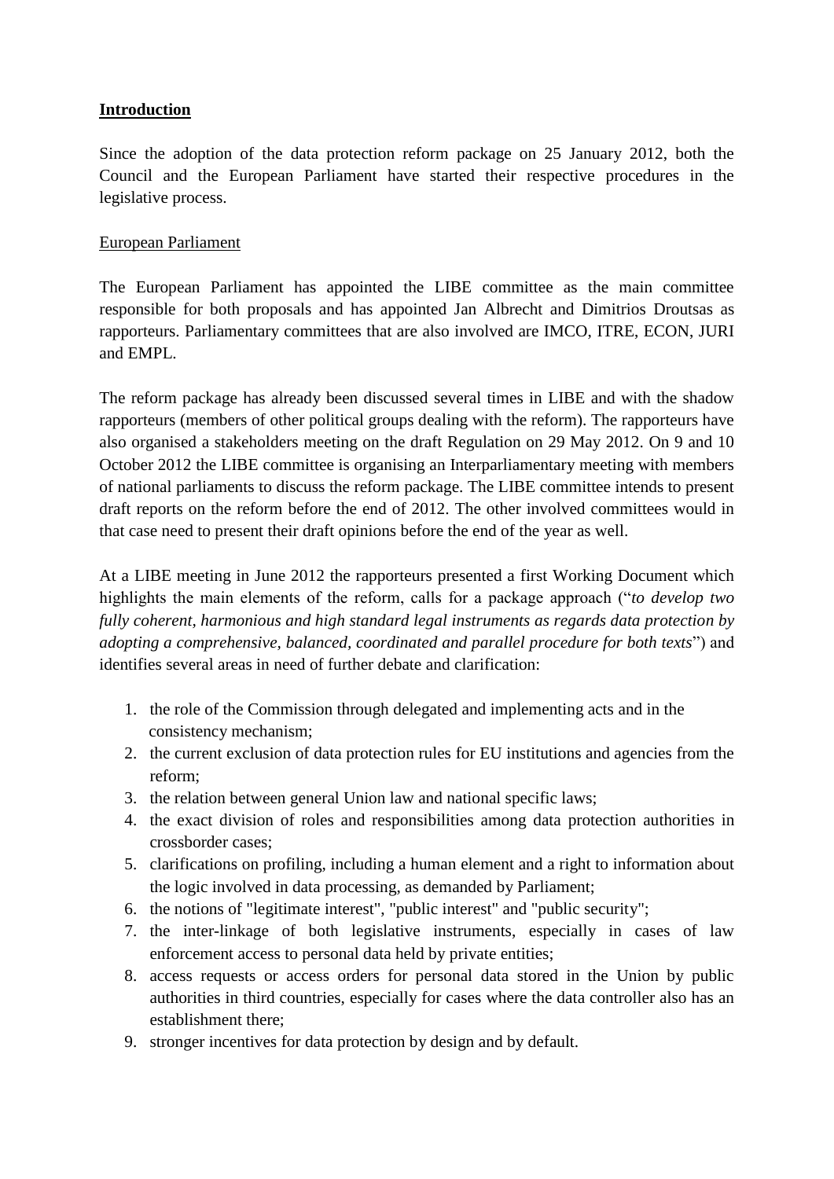**Introduction**

Since the adoption of the data protection reform package on 25 January 2012, both the Council and the European Parliament have started their respective procedures in the legislative process.

European Parliament

The European Parliament has appointed the LIBE committee as the main committee responsible for both proposals and has appointed Jan Albrecht and Dimitrios Droutsas as rapporteurs. Parliamentary committees that are also involved are IMCO, ITRE, ECON, JURI and EMPL.

The reform package has already been discussed several times in LIBE and with the shadow rapporteurs (members of other political groups dealing with the reform). The rapporteurs have also organised a stakeholders meeting on the draft Regulation on 29 May 2012. On 9 and 10 October 2012 the LIBE committee is organising an Interparliamentary meeting with members of national parliaments to discuss the reform package. The LIBE committee intends to present draft reports on the reform before the end of 2012. The other involved committees would in that case need to present their draft opinions before the end of the year as well.

At a LIBE meeting in June 2012 the rapporteurs presented a first Working Document which highlights the main elements of the reform, calls for a package approach ("*to develop two fully coherent, harmonious and high standard legal instruments as regards data protection by adopting a comprehensive, balanced, coordinated and parallel procedure for both texts*") and identifies several areas in need of further debate and clarification:

1. the role of the Commission through delegated and implementing acts and in the consistency mechanism;
2. the current exclusion of data protection rules for EU institutions and agencies from the reform;
3. the relation between general Union law and national specific laws;
4. the exact division of roles and responsibilities among data protection authorities in crossborder cases;
5. clarifications on profiling, including a human element and a right to information about the logic involved in data processing, as demanded by Parliament;
6. the notions of "legitimate interest", "public interest" and "public security";
7. the inter-linkage of both legislative instruments, especially in cases of law enforcement access to personal data held by private entities;
8. access requests or access orders for personal data stored in the Union by public authorities in third countries, especially for cases where the data controller also has an establishment there;
9. stronger incentives for data protection by design and by default.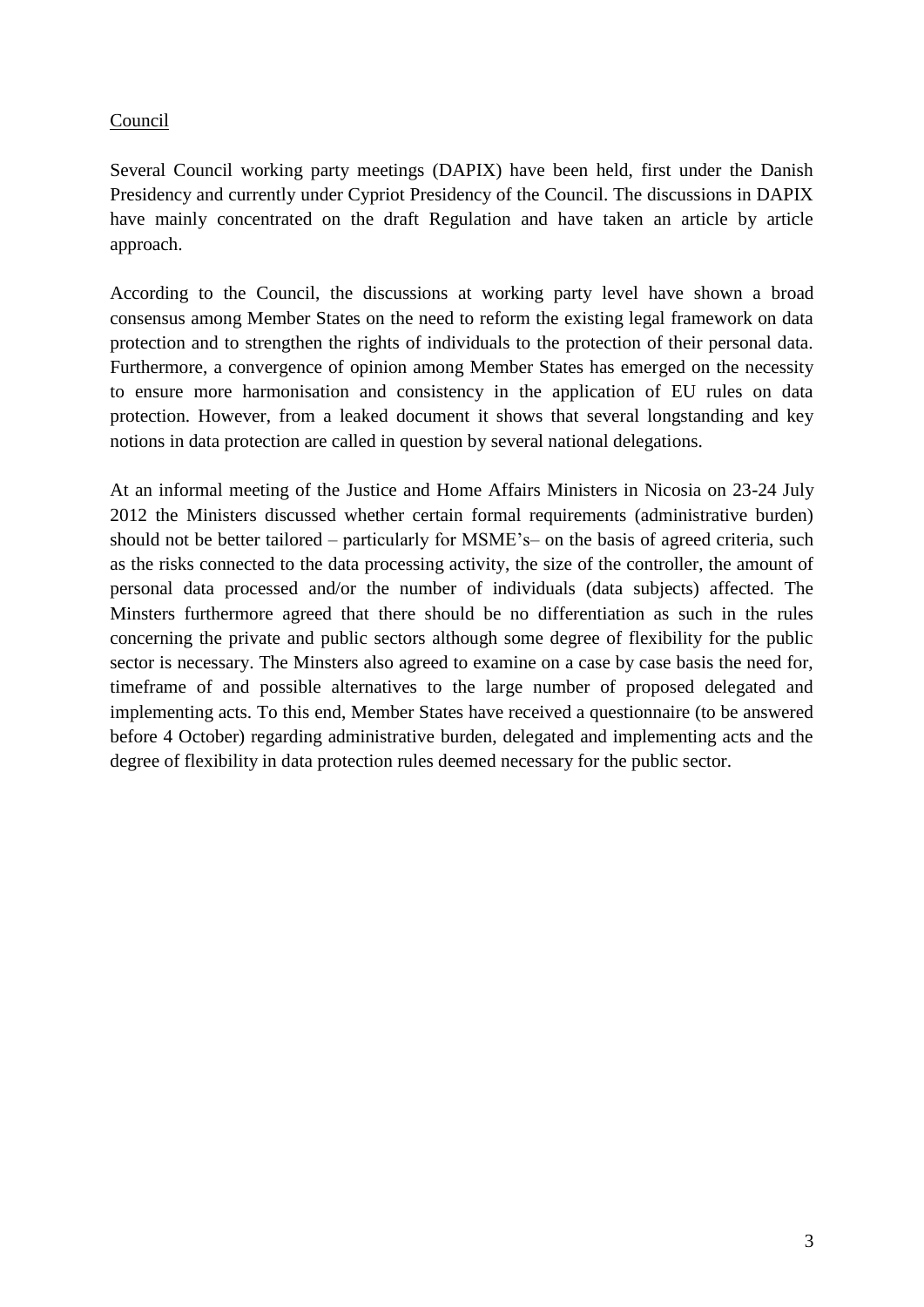<u>Council</u>

Several Council working party meetings (DAPIX) have been held, first under the Danish Presidency and currently under Cypriot Presidency of the Council. The discussions in DAPIX have mainly concentrated on the draft Regulation and have taken an article by article approach.

According to the Council, the discussions at working party level have shown a broad consensus among Member States on the need to reform the existing legal framework on data protection and to strengthen the rights of individuals to the protection of their personal data. Furthermore, a convergence of opinion among Member States has emerged on the necessity to ensure more harmonisation and consistency in the application of EU rules on data protection. However, from a leaked document it shows that several longstanding and key notions in data protection are called in question by several national delegations.

At an informal meeting of the Justice and Home Affairs Ministers in Nicosia on 23-24 July 2012 the Ministers discussed whether certain formal requirements (administrative burden) should not be better tailored – particularly for MSME's– on the basis of agreed criteria, such as the risks connected to the data processing activity, the size of the controller, the amount of personal data processed and/or the number of individuals (data subjects) affected. The Minsters furthermore agreed that there should be no differentiation as such in the rules concerning the private and public sectors although some degree of flexibility for the public sector is necessary. The Minsters also agreed to examine on a case by case basis the need for, timeframe of and possible alternatives to the large number of proposed delegated and implementing acts. To this end, Member States have received a questionnaire (to be answered before 4 October) regarding administrative burden, delegated and implementing acts and the degree of flexibility in data protection rules deemed necessary for the public sector.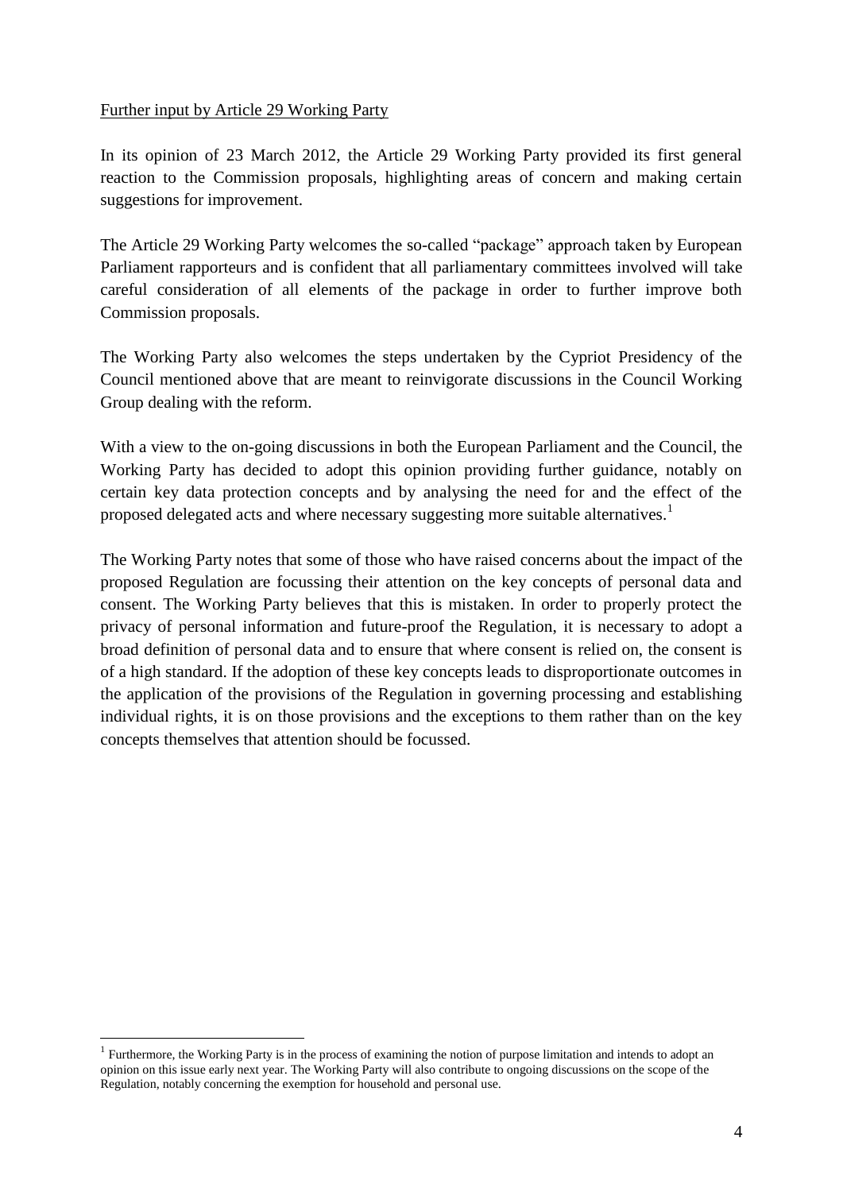Further input by Article 29 Working Party

In its opinion of 23 March 2012, the Article 29 Working Party provided its first general reaction to the Commission proposals, highlighting areas of concern and making certain suggestions for improvement.

The Article 29 Working Party welcomes the so-called "package" approach taken by European Parliament rapporteurs and is confident that all parliamentary committees involved will take careful consideration of all elements of the package in order to further improve both Commission proposals.

The Working Party also welcomes the steps undertaken by the Cypriot Presidency of the Council mentioned above that are meant to reinvigorate discussions in the Council Working Group dealing with the reform.

With a view to the on-going discussions in both the European Parliament and the Council, the Working Party has decided to adopt this opinion providing further guidance, notably on certain key data protection concepts and by analysing the need for and the effect of the proposed delegated acts and where necessary suggesting more suitable alternatives.[1]

The Working Party notes that some of those who have raised concerns about the impact of the proposed Regulation are focussing their attention on the key concepts of personal data and consent. The Working Party believes that this is mistaken. In order to properly protect the privacy of personal information and future-proof the Regulation, it is necessary to adopt a broad definition of personal data and to ensure that where consent is relied on, the consent is of a high standard. If the adoption of these key concepts leads to disproportionate outcomes in the application of the provisions of the Regulation in governing processing and establishing individual rights, it is on those provisions and the exceptions to them rather than on the key concepts themselves that attention should be focussed.

[1] Furthermore, the Working Party is in the process of examining the notion of purpose limitation and intends to adopt an opinion on this issue early next year. The Working Party will also contribute to ongoing discussions on the scope of the Regulation, notably concerning the exemption for household and personal use.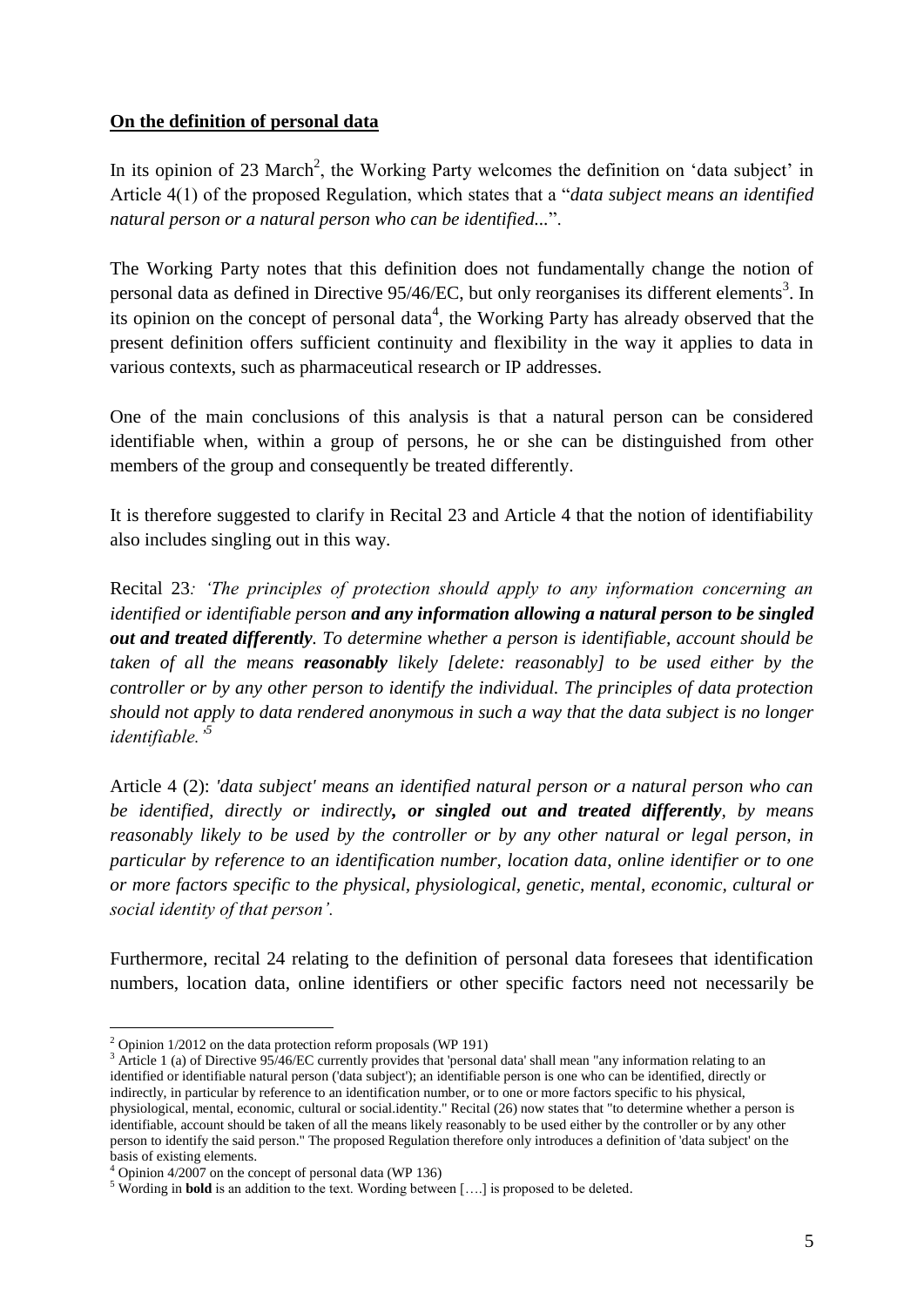**On the definition of personal data**

In its opinion of 23 March[2], the Working Party welcomes the definition on 'data subject' in Article 4(1) of the proposed Regulation, which states that a "*data subject means an identified natural person or a natural person who can be identified...*".

The Working Party notes that this definition does not fundamentally change the notion of personal data as defined in Directive 95/46/EC, but only reorganises its different elements[3]. In its opinion on the concept of personal data[4], the Working Party has already observed that the present definition offers sufficient continuity and flexibility in the way it applies to data in various contexts, such as pharmaceutical research or IP addresses.

One of the main conclusions of this analysis is that a natural person can be considered identifiable when, within a group of persons, he or she can be distinguished from other members of the group and consequently be treated differently.

It is therefore suggested to clarify in Recital 23 and Article 4 that the notion of identifiability also includes singling out in this way.

Recital 23*: 'The principles of protection should apply to any information concerning an identified or identifiable person **and any information allowing a natural person to be singled out and treated differently**. To determine whether a person is identifiable, account should be taken of all the means **reasonably** likely [delete: reasonably] to be used either by the controller or by any other person to identify the individual. The principles of data protection should not apply to data rendered anonymous in such a way that the data subject is no longer identifiable.'*[5]

Article 4 (2): *'data subject' means an identified natural person or a natural person who can be identified, directly or indirectly**, or singled out and treated differently**, by means reasonably likely to be used by the controller or by any other natural or legal person, in particular by reference to an identification number, location data, online identifier or to one or more factors specific to the physical, physiological, genetic, mental, economic, cultural or social identity of that person'.*

Furthermore, recital 24 relating to the definition of personal data foresees that identification numbers, location data, online identifiers or other specific factors need not necessarily be

---

[2] Opinion 1/2012 on the data protection reform proposals (WP 191)

[3] Article 1 (a) of Directive 95/46/EC currently provides that 'personal data' shall mean "any information relating to an identified or identifiable natural person ('data subject'); an identifiable person is one who can be identified, directly or indirectly, in particular by reference to an identification number, or to one or more factors specific to his physical, physiological, mental, economic, cultural or social.identity." Recital (26) now states that "to determine whether a person is identifiable, account should be taken of all the means likely reasonably to be used either by the controller or by any other person to identify the said person." The proposed Regulation therefore only introduces a definition of 'data subject' on the basis of existing elements.

[4] Opinion 4/2007 on the concept of personal data (WP 136)

[5] Wording in **bold** is an addition to the text. Wording between [….] is proposed to be deleted.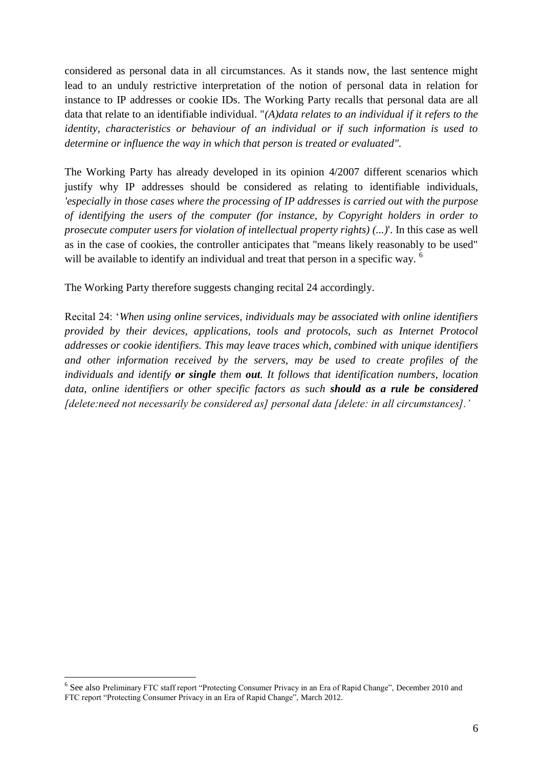considered as personal data in all circumstances. As it stands now, the last sentence might lead to an unduly restrictive interpretation of the notion of personal data in relation for instance to IP addresses or cookie IDs. The Working Party recalls that personal data are all data that relate to an identifiable individual. "*(A)data relates to an individual if it refers to the identity, characteristics or behaviour of an individual or if such information is used to determine or influence the way in which that person is treated or evaluated".*

The Working Party has already developed in its opinion 4/2007 different scenarios which justify why IP addresses should be considered as relating to identifiable individuals, *'especially in those cases where the processing of IP addresses is carried out with the purpose of identifying the users of the computer (for instance, by Copyright holders in order to prosecute computer users for violation of intellectual property rights) (...)*'. In this case as well as in the case of cookies, the controller anticipates that "means likely reasonably to be used" will be available to identify an individual and treat that person in a specific way. [6]

The Working Party therefore suggests changing recital 24 accordingly.

Recital 24: '*When using online services, individuals may be associated with online identifiers provided by their devices, applications, tools and protocols, such as Internet Protocol addresses or cookie identifiers. This may leave traces which, combined with unique identifiers and other information received by the servers, may be used to create profiles of the individuals and identify* ***or single*** *them* ***out****. It follows that identification numbers, location data, online identifiers or other specific factors as such* ***should as a rule be considered*** *[delete:need not necessarily be considered as] personal data [delete: in all circumstances].'*

---

[6] See also Preliminary FTC staff report "Protecting Consumer Privacy in an Era of Rapid Change", December 2010 and FTC report "Protecting Consumer Privacy in an Era of Rapid Change", March 2012.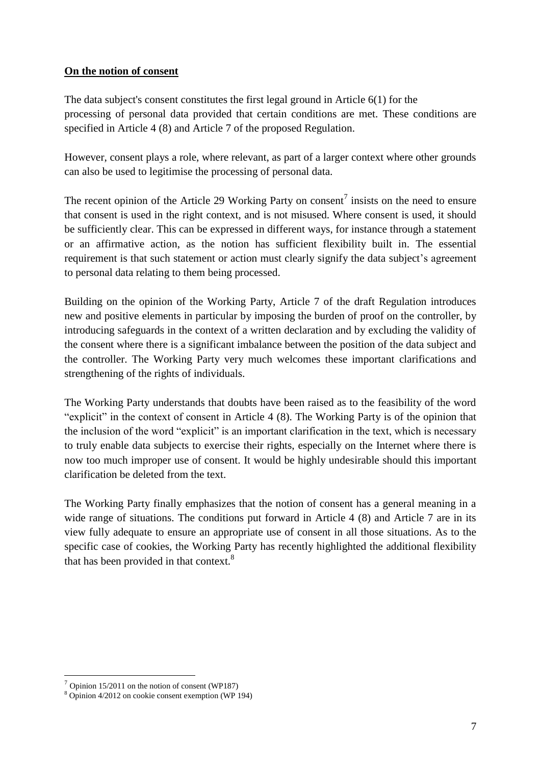**On the notion of consent**

The data subject's consent constitutes the first legal ground in Article 6(1) for the processing of personal data provided that certain conditions are met. These conditions are specified in Article 4 (8) and Article 7 of the proposed Regulation.

However, consent plays a role, where relevant, as part of a larger context where other grounds can also be used to legitimise the processing of personal data.

The recent opinion of the Article 29 Working Party on consent[7] insists on the need to ensure that consent is used in the right context, and is not misused. Where consent is used, it should be sufficiently clear. This can be expressed in different ways, for instance through a statement or an affirmative action, as the notion has sufficient flexibility built in. The essential requirement is that such statement or action must clearly signify the data subject's agreement to personal data relating to them being processed.

Building on the opinion of the Working Party, Article 7 of the draft Regulation introduces new and positive elements in particular by imposing the burden of proof on the controller, by introducing safeguards in the context of a written declaration and by excluding the validity of the consent where there is a significant imbalance between the position of the data subject and the controller. The Working Party very much welcomes these important clarifications and strengthening of the rights of individuals.

The Working Party understands that doubts have been raised as to the feasibility of the word "explicit" in the context of consent in Article 4 (8). The Working Party is of the opinion that the inclusion of the word "explicit" is an important clarification in the text, which is necessary to truly enable data subjects to exercise their rights, especially on the Internet where there is now too much improper use of consent. It would be highly undesirable should this important clarification be deleted from the text.

The Working Party finally emphasizes that the notion of consent has a general meaning in a wide range of situations. The conditions put forward in Article 4 (8) and Article 7 are in its view fully adequate to ensure an appropriate use of consent in all those situations. As to the specific case of cookies, the Working Party has recently highlighted the additional flexibility that has been provided in that context.[8]

---

[7] Opinion 15/2011 on the notion of consent (WP187)

[8] Opinion 4/2012 on cookie consent exemption (WP 194)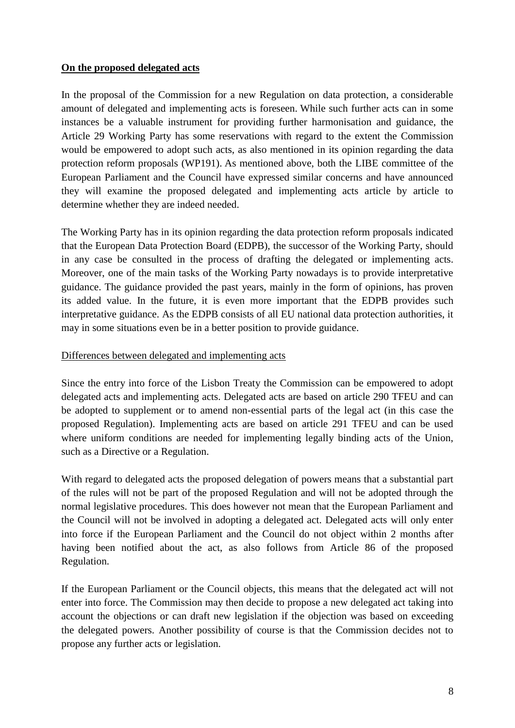**On the proposed delegated acts**

In the proposal of the Commission for a new Regulation on data protection, a considerable amount of delegated and implementing acts is foreseen. While such further acts can in some instances be a valuable instrument for providing further harmonisation and guidance, the Article 29 Working Party has some reservations with regard to the extent the Commission would be empowered to adopt such acts, as also mentioned in its opinion regarding the data protection reform proposals (WP191). As mentioned above, both the LIBE committee of the European Parliament and the Council have expressed similar concerns and have announced they will examine the proposed delegated and implementing acts article by article to determine whether they are indeed needed.

The Working Party has in its opinion regarding the data protection reform proposals indicated that the European Data Protection Board (EDPB), the successor of the Working Party, should in any case be consulted in the process of drafting the delegated or implementing acts. Moreover, one of the main tasks of the Working Party nowadays is to provide interpretative guidance. The guidance provided the past years, mainly in the form of opinions, has proven its added value. In the future, it is even more important that the EDPB provides such interpretative guidance. As the EDPB consists of all EU national data protection authorities, it may in some situations even be in a better position to provide guidance.

Differences between delegated and implementing acts

Since the entry into force of the Lisbon Treaty the Commission can be empowered to adopt delegated acts and implementing acts. Delegated acts are based on article 290 TFEU and can be adopted to supplement or to amend non-essential parts of the legal act (in this case the proposed Regulation). Implementing acts are based on article 291 TFEU and can be used where uniform conditions are needed for implementing legally binding acts of the Union, such as a Directive or a Regulation.

With regard to delegated acts the proposed delegation of powers means that a substantial part of the rules will not be part of the proposed Regulation and will not be adopted through the normal legislative procedures. This does however not mean that the European Parliament and the Council will not be involved in adopting a delegated act. Delegated acts will only enter into force if the European Parliament and the Council do not object within 2 months after having been notified about the act, as also follows from Article 86 of the proposed Regulation.

If the European Parliament or the Council objects, this means that the delegated act will not enter into force. The Commission may then decide to propose a new delegated act taking into account the objections or can draft new legislation if the objection was based on exceeding the delegated powers. Another possibility of course is that the Commission decides not to propose any further acts or legislation.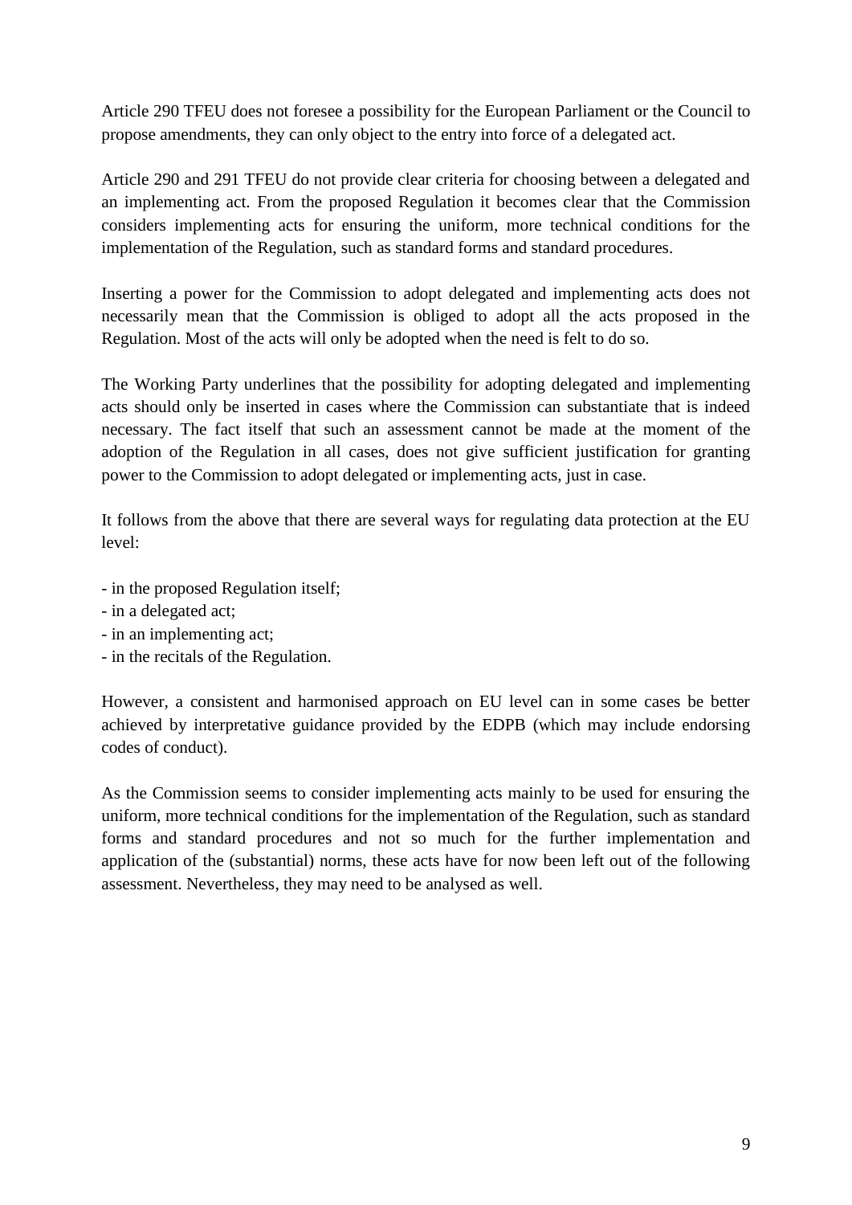Article 290 TFEU does not foresee a possibility for the European Parliament or the Council to propose amendments, they can only object to the entry into force of a delegated act.

Article 290 and 291 TFEU do not provide clear criteria for choosing between a delegated and an implementing act. From the proposed Regulation it becomes clear that the Commission considers implementing acts for ensuring the uniform, more technical conditions for the implementation of the Regulation, such as standard forms and standard procedures.

Inserting a power for the Commission to adopt delegated and implementing acts does not necessarily mean that the Commission is obliged to adopt all the acts proposed in the Regulation. Most of the acts will only be adopted when the need is felt to do so.

The Working Party underlines that the possibility for adopting delegated and implementing acts should only be inserted in cases where the Commission can substantiate that is indeed necessary. The fact itself that such an assessment cannot be made at the moment of the adoption of the Regulation in all cases, does not give sufficient justification for granting power to the Commission to adopt delegated or implementing acts, just in case.

It follows from the above that there are several ways for regulating data protection at the EU level:

- in the proposed Regulation itself;
- in a delegated act;
- in an implementing act;
- in the recitals of the Regulation.

However, a consistent and harmonised approach on EU level can in some cases be better achieved by interpretative guidance provided by the EDPB (which may include endorsing codes of conduct).

As the Commission seems to consider implementing acts mainly to be used for ensuring the uniform, more technical conditions for the implementation of the Regulation, such as standard forms and standard procedures and not so much for the further implementation and application of the (substantial) norms, these acts have for now been left out of the following assessment. Nevertheless, they may need to be analysed as well.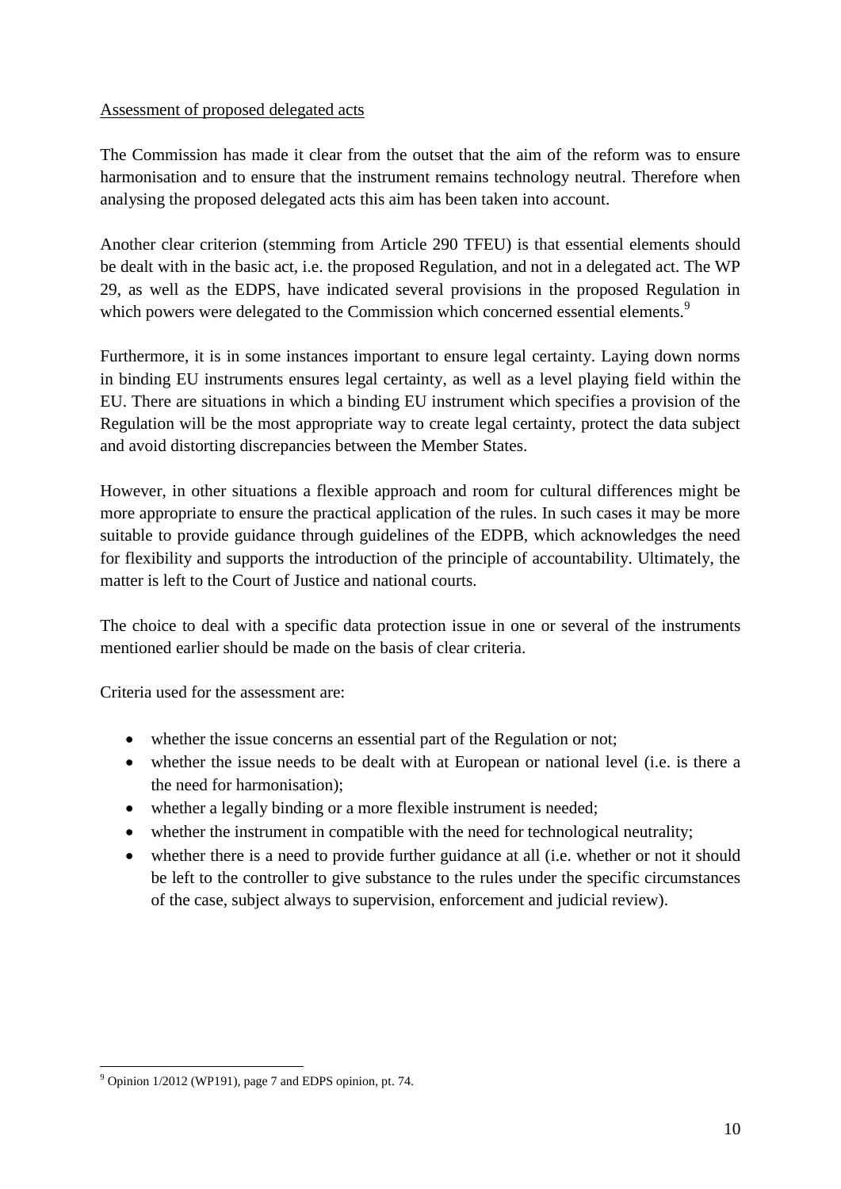<u>Assessment of proposed delegated acts</u>

The Commission has made it clear from the outset that the aim of the reform was to ensure harmonisation and to ensure that the instrument remains technology neutral. Therefore when analysing the proposed delegated acts this aim has been taken into account.

Another clear criterion (stemming from Article 290 TFEU) is that essential elements should be dealt with in the basic act, i.e. the proposed Regulation, and not in a delegated act. The WP 29, as well as the EDPS, have indicated several provisions in the proposed Regulation in which powers were delegated to the Commission which concerned essential elements.[9]

Furthermore, it is in some instances important to ensure legal certainty. Laying down norms in binding EU instruments ensures legal certainty, as well as a level playing field within the EU. There are situations in which a binding EU instrument which specifies a provision of the Regulation will be the most appropriate way to create legal certainty, protect the data subject and avoid distorting discrepancies between the Member States.

However, in other situations a flexible approach and room for cultural differences might be more appropriate to ensure the practical application of the rules. In such cases it may be more suitable to provide guidance through guidelines of the EDPB, which acknowledges the need for flexibility and supports the introduction of the principle of accountability. Ultimately, the matter is left to the Court of Justice and national courts.

The choice to deal with a specific data protection issue in one or several of the instruments mentioned earlier should be made on the basis of clear criteria.

Criteria used for the assessment are:

- whether the issue concerns an essential part of the Regulation or not;
- whether the issue needs to be dealt with at European or national level (i.e. is there a the need for harmonisation);
- whether a legally binding or a more flexible instrument is needed;
- whether the instrument in compatible with the need for technological neutrality;
- whether there is a need to provide further guidance at all (i.e. whether or not it should be left to the controller to give substance to the rules under the specific circumstances of the case, subject always to supervision, enforcement and judicial review).

---

[9] Opinion 1/2012 (WP191), page 7 and EDPS opinion, pt. 74.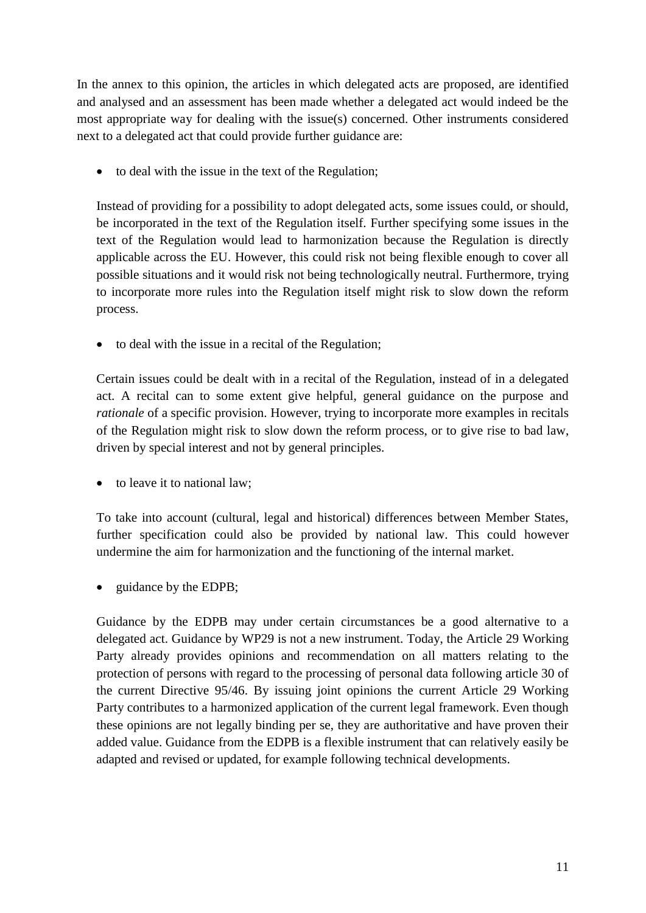In the annex to this opinion, the articles in which delegated acts are proposed, are identified and analysed and an assessment has been made whether a delegated act would indeed be the most appropriate way for dealing with the issue(s) concerned. Other instruments considered next to a delegated act that could provide further guidance are:

- to deal with the issue in the text of the Regulation;

  Instead of providing for a possibility to adopt delegated acts, some issues could, or should, be incorporated in the text of the Regulation itself. Further specifying some issues in the text of the Regulation would lead to harmonization because the Regulation is directly applicable across the EU. However, this could risk not being flexible enough to cover all possible situations and it would risk not being technologically neutral. Furthermore, trying to incorporate more rules into the Regulation itself might risk to slow down the reform process.

- to deal with the issue in a recital of the Regulation;

  Certain issues could be dealt with in a recital of the Regulation, instead of in a delegated act. A recital can to some extent give helpful, general guidance on the purpose and *rationale* of a specific provision. However, trying to incorporate more examples in recitals of the Regulation might risk to slow down the reform process, or to give rise to bad law, driven by special interest and not by general principles.

- to leave it to national law;

  To take into account (cultural, legal and historical) differences between Member States, further specification could also be provided by national law. This could however undermine the aim for harmonization and the functioning of the internal market.

- guidance by the EDPB;

  Guidance by the EDPB may under certain circumstances be a good alternative to a delegated act. Guidance by WP29 is not a new instrument. Today, the Article 29 Working Party already provides opinions and recommendation on all matters relating to the protection of persons with regard to the processing of personal data following article 30 of the current Directive 95/46. By issuing joint opinions the current Article 29 Working Party contributes to a harmonized application of the current legal framework. Even though these opinions are not legally binding per se, they are authoritative and have proven their added value. Guidance from the EDPB is a flexible instrument that can relatively easily be adapted and revised or updated, for example following technical developments.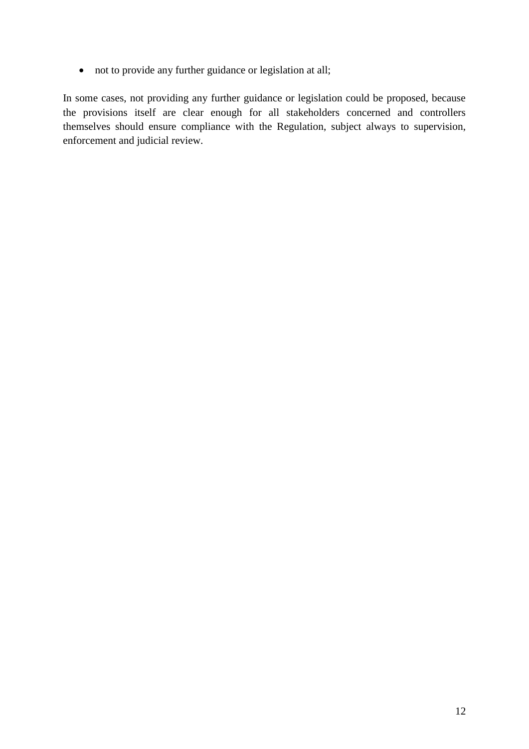- not to provide any further guidance or legislation at all;

In some cases, not providing any further guidance or legislation could be proposed, because the provisions itself are clear enough for all stakeholders concerned and controllers themselves should ensure compliance with the Regulation, subject always to supervision, enforcement and judicial review.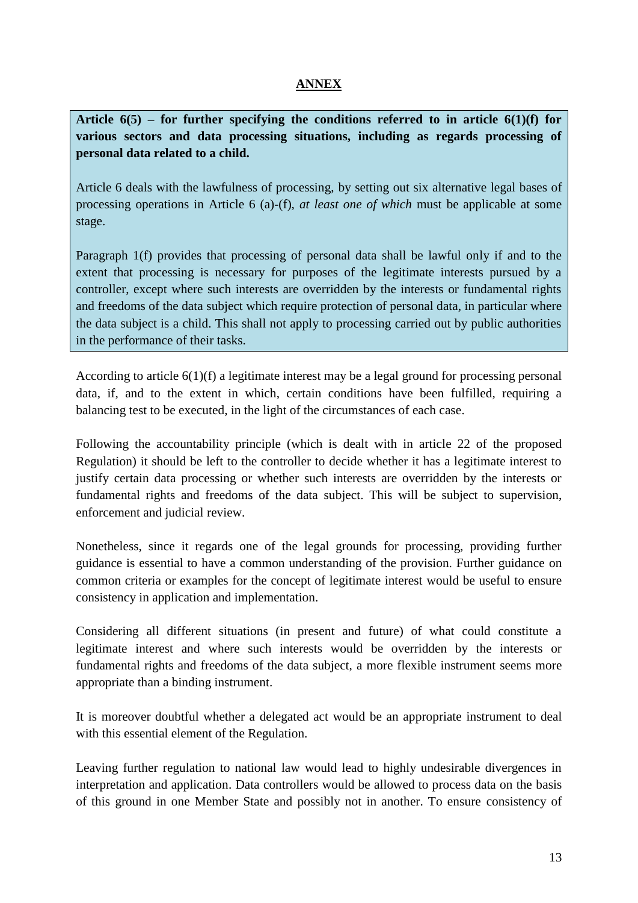**ANNEX**

**Article 6(5) – for further specifying the conditions referred to in article 6(1)(f) for various sectors and data processing situations, including as regards processing of personal data related to a child.**

Article 6 deals with the lawfulness of processing, by setting out six alternative legal bases of processing operations in Article 6 (a)-(f), *at least one of which* must be applicable at some stage.

Paragraph 1(f) provides that processing of personal data shall be lawful only if and to the extent that processing is necessary for purposes of the legitimate interests pursued by a controller, except where such interests are overridden by the interests or fundamental rights and freedoms of the data subject which require protection of personal data, in particular where the data subject is a child. This shall not apply to processing carried out by public authorities in the performance of their tasks.

According to article 6(1)(f) a legitimate interest may be a legal ground for processing personal data, if, and to the extent in which, certain conditions have been fulfilled, requiring a balancing test to be executed, in the light of the circumstances of each case.

Following the accountability principle (which is dealt with in article 22 of the proposed Regulation) it should be left to the controller to decide whether it has a legitimate interest to justify certain data processing or whether such interests are overridden by the interests or fundamental rights and freedoms of the data subject. This will be subject to supervision, enforcement and judicial review.

Nonetheless, since it regards one of the legal grounds for processing, providing further guidance is essential to have a common understanding of the provision. Further guidance on common criteria or examples for the concept of legitimate interest would be useful to ensure consistency in application and implementation.

Considering all different situations (in present and future) of what could constitute a legitimate interest and where such interests would be overridden by the interests or fundamental rights and freedoms of the data subject, a more flexible instrument seems more appropriate than a binding instrument.

It is moreover doubtful whether a delegated act would be an appropriate instrument to deal with this essential element of the Regulation.

Leaving further regulation to national law would lead to highly undesirable divergences in interpretation and application. Data controllers would be allowed to process data on the basis of this ground in one Member State and possibly not in another. To ensure consistency of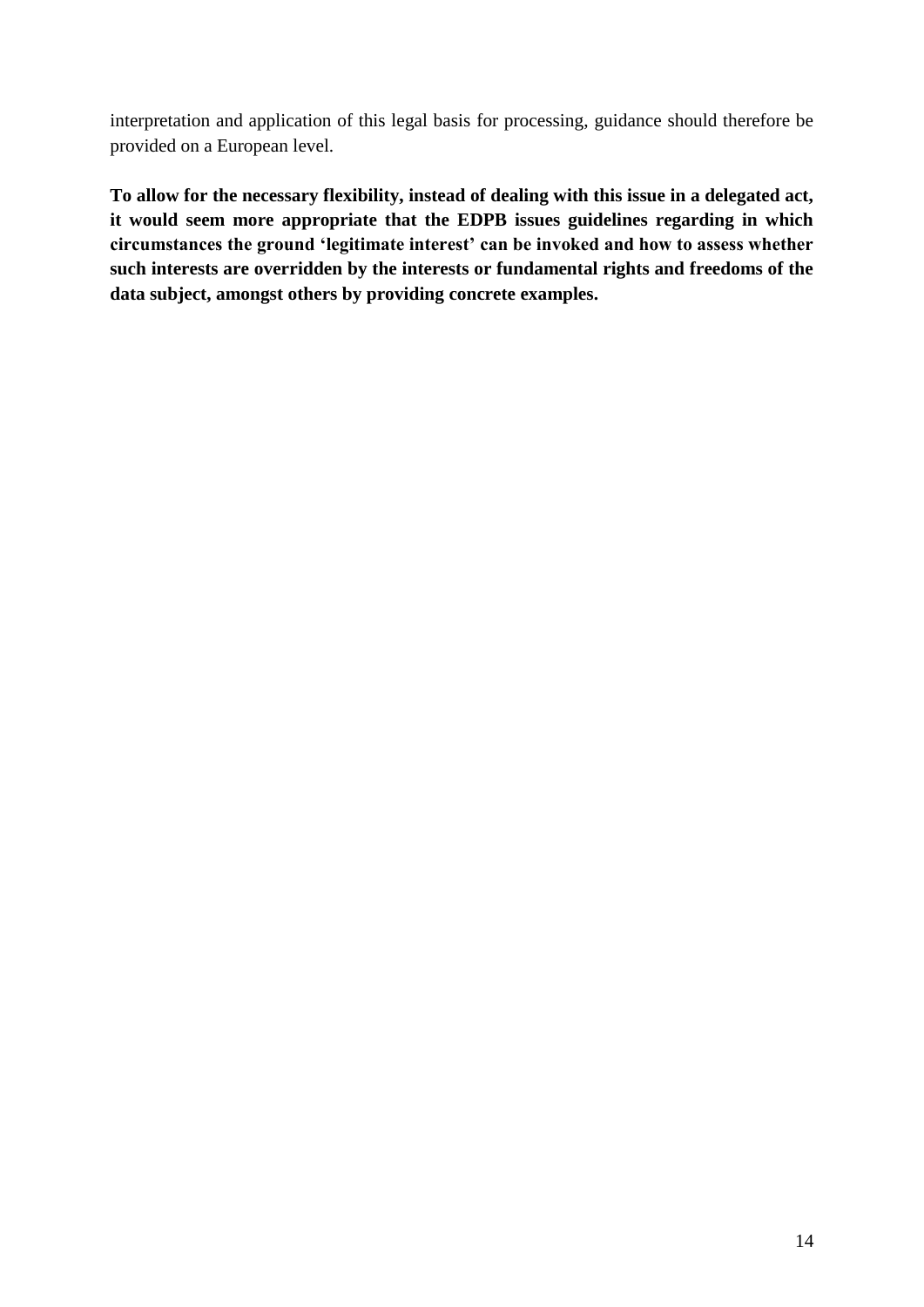interpretation and application of this legal basis for processing, guidance should therefore be provided on a European level.

**To allow for the necessary flexibility, instead of dealing with this issue in a delegated act, it would seem more appropriate that the EDPB issues guidelines regarding in which circumstances the ground 'legitimate interest' can be invoked and how to assess whether such interests are overridden by the interests or fundamental rights and freedoms of the data subject, amongst others by providing concrete examples.**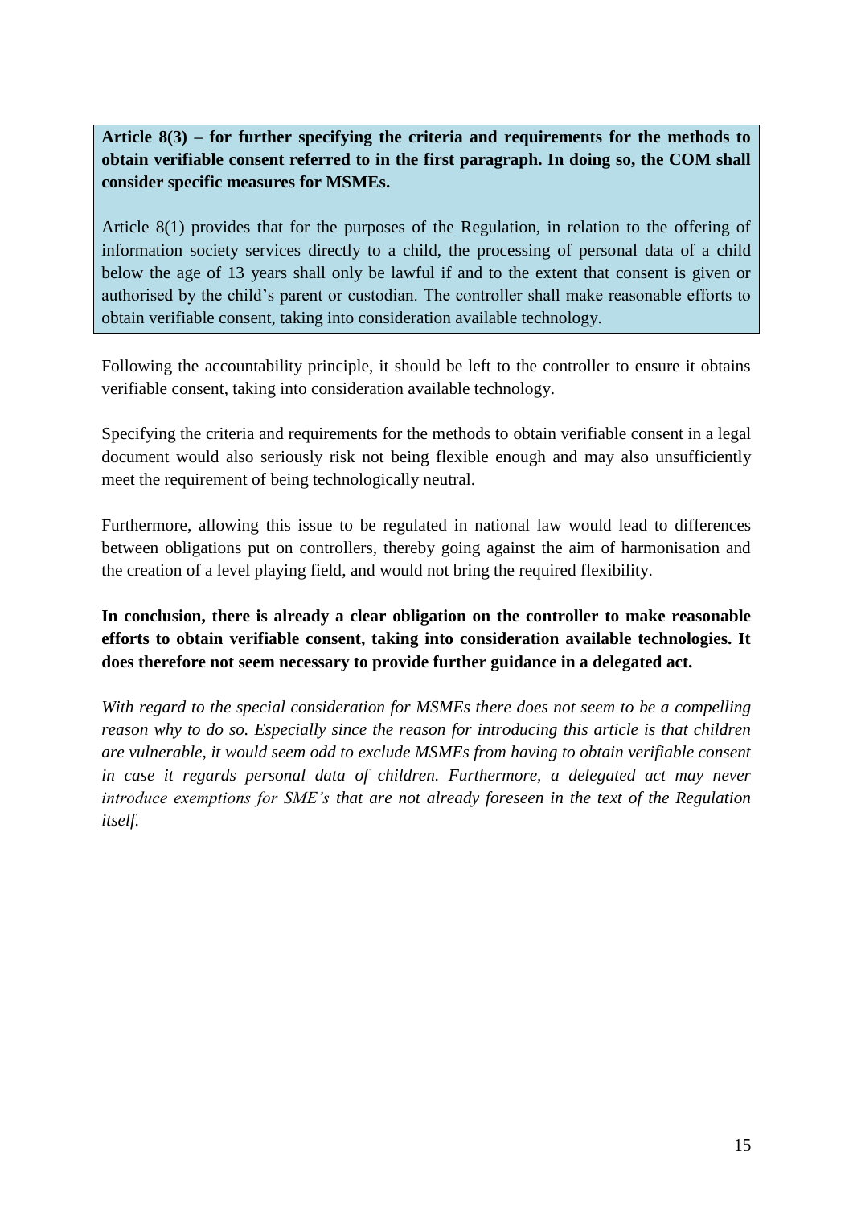**Article 8(3) – for further specifying the criteria and requirements for the methods to obtain verifiable consent referred to in the first paragraph. In doing so, the COM shall consider specific measures for MSMEs.**

Article 8(1) provides that for the purposes of the Regulation, in relation to the offering of information society services directly to a child, the processing of personal data of a child below the age of 13 years shall only be lawful if and to the extent that consent is given or authorised by the child's parent or custodian. The controller shall make reasonable efforts to obtain verifiable consent, taking into consideration available technology.

Following the accountability principle, it should be left to the controller to ensure it obtains verifiable consent, taking into consideration available technology.

Specifying the criteria and requirements for the methods to obtain verifiable consent in a legal document would also seriously risk not being flexible enough and may also unsufficiently meet the requirement of being technologically neutral.

Furthermore, allowing this issue to be regulated in national law would lead to differences between obligations put on controllers, thereby going against the aim of harmonisation and the creation of a level playing field, and would not bring the required flexibility.

**In conclusion, there is already a clear obligation on the controller to make reasonable efforts to obtain verifiable consent, taking into consideration available technologies. It does therefore not seem necessary to provide further guidance in a delegated act.**

*With regard to the special consideration for MSMEs there does not seem to be a compelling reason why to do so. Especially since the reason for introducing this article is that children are vulnerable, it would seem odd to exclude MSMEs from having to obtain verifiable consent in case it regards personal data of children. Furthermore, a delegated act may never introduce exemptions for SME's that are not already foreseen in the text of the Regulation itself.*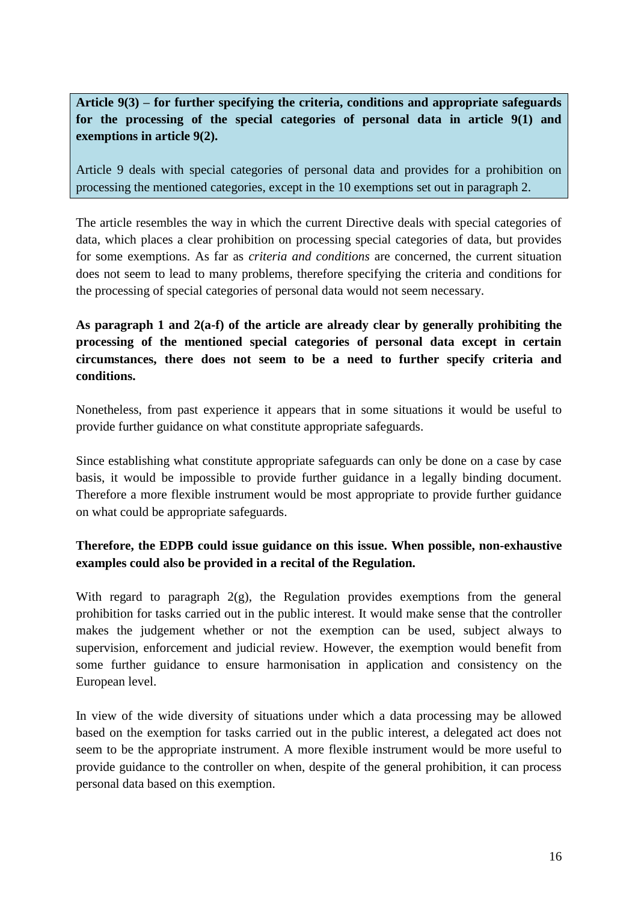**Article 9(3) – for further specifying the criteria, conditions and appropriate safeguards for the processing of the special categories of personal data in article 9(1) and exemptions in article 9(2).**

Article 9 deals with special categories of personal data and provides for a prohibition on processing the mentioned categories, except in the 10 exemptions set out in paragraph 2.

The article resembles the way in which the current Directive deals with special categories of data, which places a clear prohibition on processing special categories of data, but provides for some exemptions. As far as *criteria and conditions* are concerned, the current situation does not seem to lead to many problems, therefore specifying the criteria and conditions for the processing of special categories of personal data would not seem necessary.

**As paragraph 1 and 2(a-f) of the article are already clear by generally prohibiting the processing of the mentioned special categories of personal data except in certain circumstances, there does not seem to be a need to further specify criteria and conditions.**

Nonetheless, from past experience it appears that in some situations it would be useful to provide further guidance on what constitute appropriate safeguards.

Since establishing what constitute appropriate safeguards can only be done on a case by case basis, it would be impossible to provide further guidance in a legally binding document. Therefore a more flexible instrument would be most appropriate to provide further guidance on what could be appropriate safeguards.

**Therefore, the EDPB could issue guidance on this issue. When possible, non-exhaustive examples could also be provided in a recital of the Regulation.**

With regard to paragraph 2(g), the Regulation provides exemptions from the general prohibition for tasks carried out in the public interest. It would make sense that the controller makes the judgement whether or not the exemption can be used, subject always to supervision, enforcement and judicial review. However, the exemption would benefit from some further guidance to ensure harmonisation in application and consistency on the European level.

In view of the wide diversity of situations under which a data processing may be allowed based on the exemption for tasks carried out in the public interest, a delegated act does not seem to be the appropriate instrument. A more flexible instrument would be more useful to provide guidance to the controller on when, despite of the general prohibition, it can process personal data based on this exemption.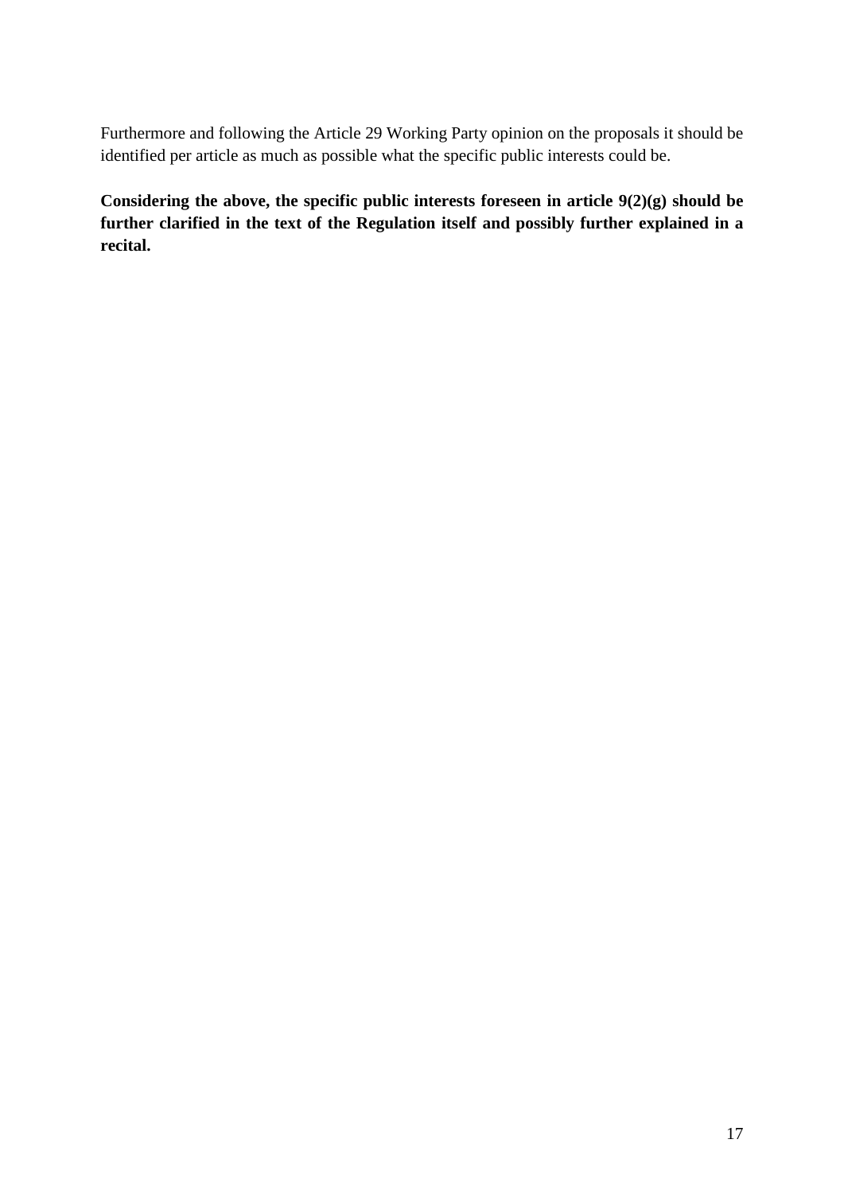Furthermore and following the Article 29 Working Party opinion on the proposals it should be identified per article as much as possible what the specific public interests could be.

**Considering the above, the specific public interests foreseen in article 9(2)(g) should be further clarified in the text of the Regulation itself and possibly further explained in a recital.**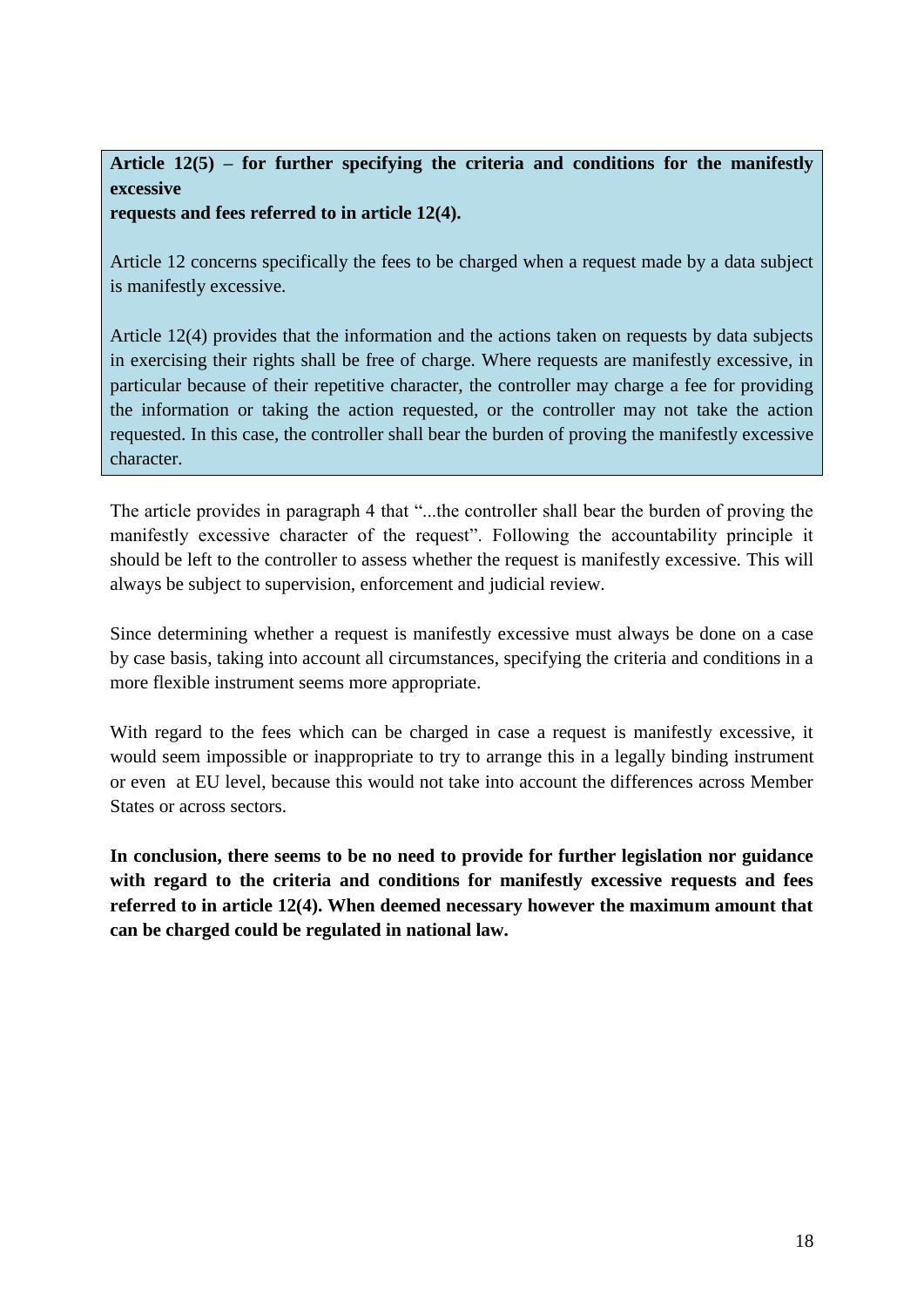**Article 12(5) – for further specifying the criteria and conditions for the manifestly excessive requests and fees referred to in article 12(4).**

Article 12 concerns specifically the fees to be charged when a request made by a data subject is manifestly excessive.

Article 12(4) provides that the information and the actions taken on requests by data subjects in exercising their rights shall be free of charge. Where requests are manifestly excessive, in particular because of their repetitive character, the controller may charge a fee for providing the information or taking the action requested, or the controller may not take the action requested. In this case, the controller shall bear the burden of proving the manifestly excessive character.

The article provides in paragraph 4 that "...the controller shall bear the burden of proving the manifestly excessive character of the request". Following the accountability principle it should be left to the controller to assess whether the request is manifestly excessive. This will always be subject to supervision, enforcement and judicial review.

Since determining whether a request is manifestly excessive must always be done on a case by case basis, taking into account all circumstances, specifying the criteria and conditions in a more flexible instrument seems more appropriate.

With regard to the fees which can be charged in case a request is manifestly excessive, it would seem impossible or inappropriate to try to arrange this in a legally binding instrument or even at EU level, because this would not take into account the differences across Member States or across sectors.

**In conclusion, there seems to be no need to provide for further legislation nor guidance with regard to the criteria and conditions for manifestly excessive requests and fees referred to in article 12(4). When deemed necessary however the maximum amount that can be charged could be regulated in national law.**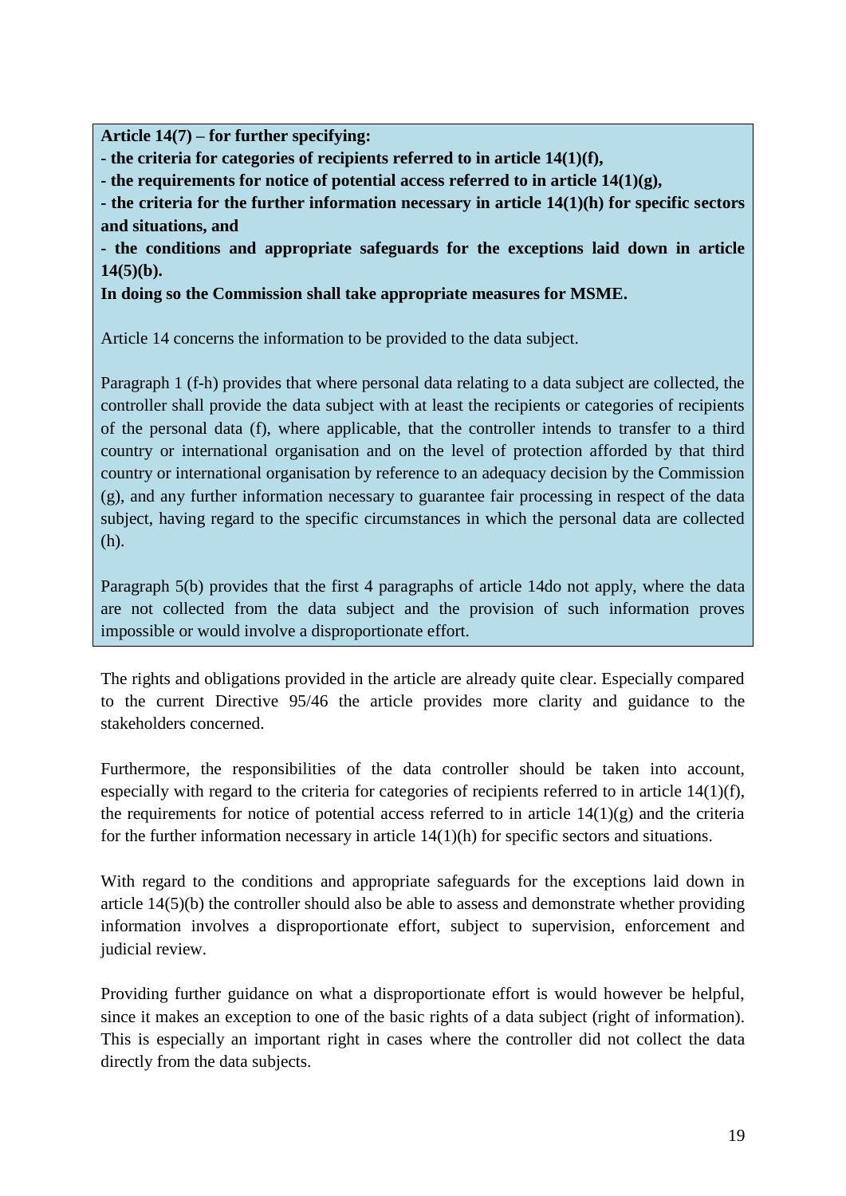**Article 14(7) – for further specifying:**

**- the criteria for categories of recipients referred to in article 14(1)(f),**

**- the requirements for notice of potential access referred to in article 14(1)(g),**

**- the criteria for the further information necessary in article 14(1)(h) for specific sectors and situations, and**

**- the conditions and appropriate safeguards for the exceptions laid down in article 14(5)(b).**

**In doing so the Commission shall take appropriate measures for MSME.**

Article 14 concerns the information to be provided to the data subject.

Paragraph 1 (f-h) provides that where personal data relating to a data subject are collected, the controller shall provide the data subject with at least the recipients or categories of recipients of the personal data (f), where applicable, that the controller intends to transfer to a third country or international organisation and on the level of protection afforded by that third country or international organisation by reference to an adequacy decision by the Commission (g), and any further information necessary to guarantee fair processing in respect of the data subject, having regard to the specific circumstances in which the personal data are collected (h).

Paragraph 5(b) provides that the first 4 paragraphs of article 14do not apply, where the data are not collected from the data subject and the provision of such information proves impossible or would involve a disproportionate effort.

The rights and obligations provided in the article are already quite clear. Especially compared to the current Directive 95/46 the article provides more clarity and guidance to the stakeholders concerned.

Furthermore, the responsibilities of the data controller should be taken into account, especially with regard to the criteria for categories of recipients referred to in article 14(1)(f), the requirements for notice of potential access referred to in article 14(1)(g) and the criteria for the further information necessary in article 14(1)(h) for specific sectors and situations.

With regard to the conditions and appropriate safeguards for the exceptions laid down in article 14(5)(b) the controller should also be able to assess and demonstrate whether providing information involves a disproportionate effort, subject to supervision, enforcement and judicial review.

Providing further guidance on what a disproportionate effort is would however be helpful, since it makes an exception to one of the basic rights of a data subject (right of information). This is especially an important right in cases where the controller did not collect the data directly from the data subjects.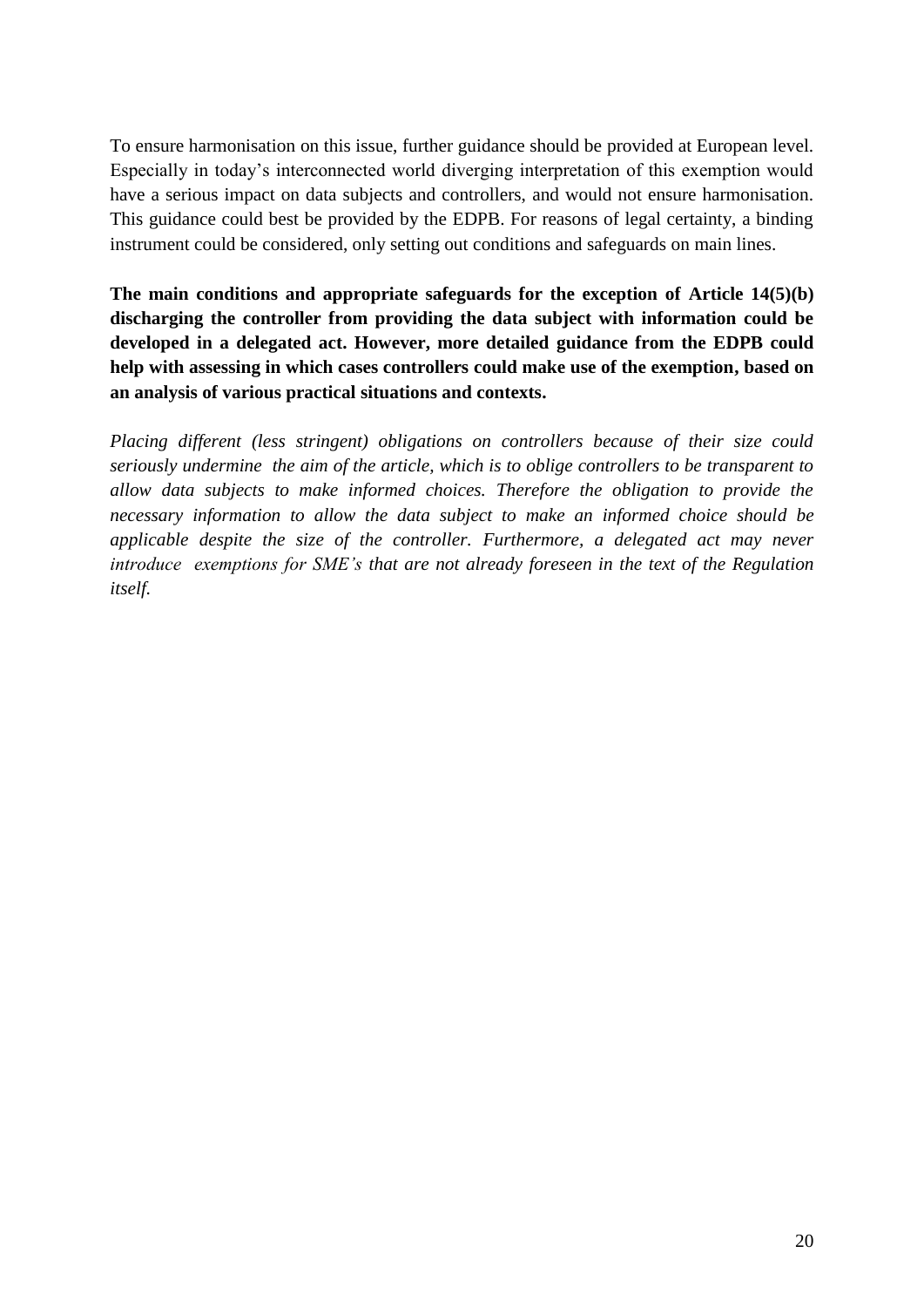To ensure harmonisation on this issue, further guidance should be provided at European level. Especially in today's interconnected world diverging interpretation of this exemption would have a serious impact on data subjects and controllers, and would not ensure harmonisation. This guidance could best be provided by the EDPB. For reasons of legal certainty, a binding instrument could be considered, only setting out conditions and safeguards on main lines.

**The main conditions and appropriate safeguards for the exception of Article 14(5)(b) discharging the controller from providing the data subject with information could be developed in a delegated act. However, more detailed guidance from the EDPB could help with assessing in which cases controllers could make use of the exemption, based on an analysis of various practical situations and contexts.**

*Placing different (less stringent) obligations on controllers because of their size could seriously undermine the aim of the article, which is to oblige controllers to be transparent to allow data subjects to make informed choices. Therefore the obligation to provide the necessary information to allow the data subject to make an informed choice should be applicable despite the size of the controller. Furthermore, a delegated act may never introduce exemptions for SME's that are not already foreseen in the text of the Regulation itself.*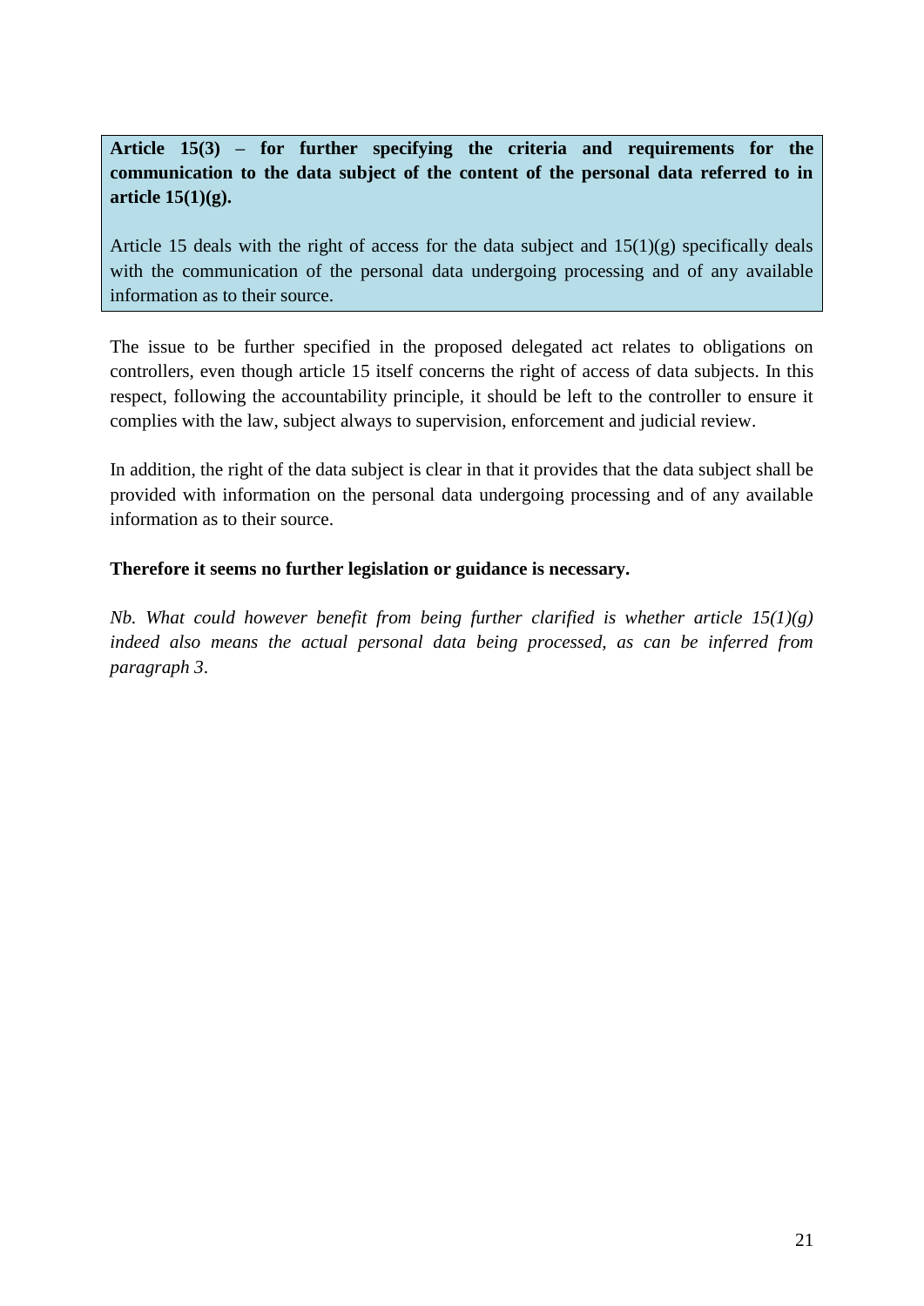**Article 15(3) – for further specifying the criteria and requirements for the communication to the data subject of the content of the personal data referred to in article 15(1)(g).**

Article 15 deals with the right of access for the data subject and 15(1)(g) specifically deals with the communication of the personal data undergoing processing and of any available information as to their source.

The issue to be further specified in the proposed delegated act relates to obligations on controllers, even though article 15 itself concerns the right of access of data subjects. In this respect, following the accountability principle, it should be left to the controller to ensure it complies with the law, subject always to supervision, enforcement and judicial review.

In addition, the right of the data subject is clear in that it provides that the data subject shall be provided with information on the personal data undergoing processing and of any available information as to their source.

**Therefore it seems no further legislation or guidance is necessary.**

*Nb. What could however benefit from being further clarified is whether article 15(1)(g) indeed also means the actual personal data being processed, as can be inferred from paragraph 3*.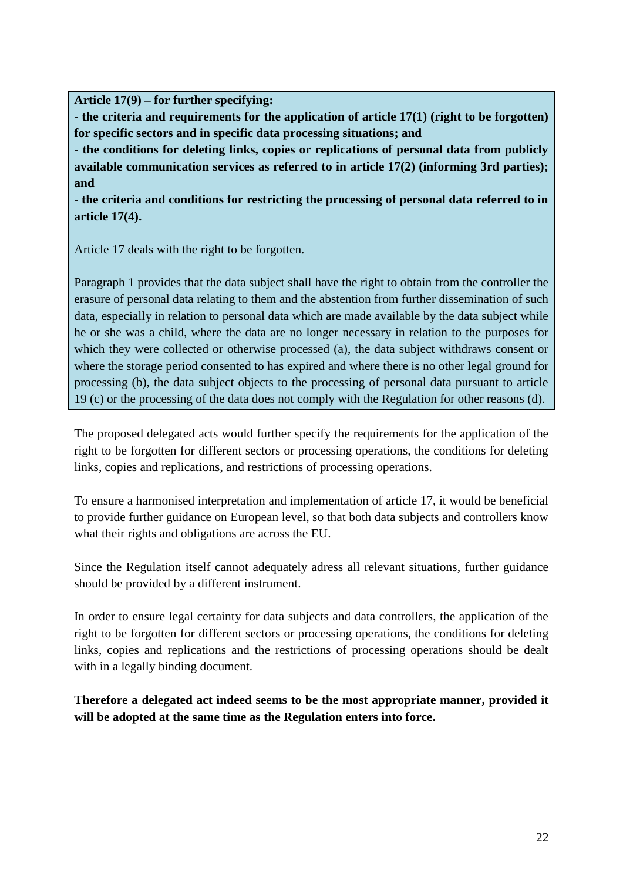**Article 17(9) – for further specifying:**

**- the criteria and requirements for the application of article 17(1) (right to be forgotten) for specific sectors and in specific data processing situations; and**

**- the conditions for deleting links, copies or replications of personal data from publicly available communication services as referred to in article 17(2) (informing 3rd parties); and**

**- the criteria and conditions for restricting the processing of personal data referred to in article 17(4).**

Article 17 deals with the right to be forgotten.

Paragraph 1 provides that the data subject shall have the right to obtain from the controller the erasure of personal data relating to them and the abstention from further dissemination of such data, especially in relation to personal data which are made available by the data subject while he or she was a child, where the data are no longer necessary in relation to the purposes for which they were collected or otherwise processed (a), the data subject withdraws consent or where the storage period consented to has expired and where there is no other legal ground for processing (b), the data subject objects to the processing of personal data pursuant to article 19 (c) or the processing of the data does not comply with the Regulation for other reasons (d).

The proposed delegated acts would further specify the requirements for the application of the right to be forgotten for different sectors or processing operations, the conditions for deleting links, copies and replications, and restrictions of processing operations.

To ensure a harmonised interpretation and implementation of article 17, it would be beneficial to provide further guidance on European level, so that both data subjects and controllers know what their rights and obligations are across the EU.

Since the Regulation itself cannot adequately adress all relevant situations, further guidance should be provided by a different instrument.

In order to ensure legal certainty for data subjects and data controllers, the application of the right to be forgotten for different sectors or processing operations, the conditions for deleting links, copies and replications and the restrictions of processing operations should be dealt with in a legally binding document.

**Therefore a delegated act indeed seems to be the most appropriate manner, provided it will be adopted at the same time as the Regulation enters into force.**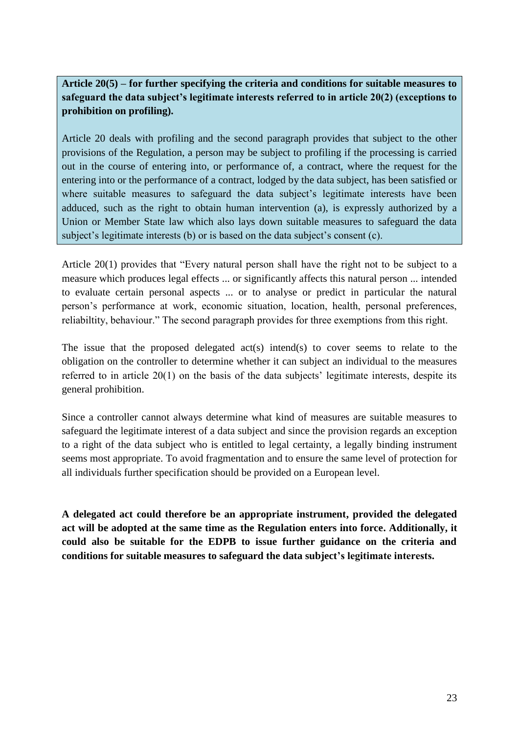**Article 20(5) – for further specifying the criteria and conditions for suitable measures to safeguard the data subject's legitimate interests referred to in article 20(2) (exceptions to prohibition on profiling).**

Article 20 deals with profiling and the second paragraph provides that subject to the other provisions of the Regulation, a person may be subject to profiling if the processing is carried out in the course of entering into, or performance of, a contract, where the request for the entering into or the performance of a contract, lodged by the data subject, has been satisfied or where suitable measures to safeguard the data subject's legitimate interests have been adduced, such as the right to obtain human intervention (a), is expressly authorized by a Union or Member State law which also lays down suitable measures to safeguard the data subject's legitimate interests (b) or is based on the data subject's consent (c).

Article 20(1) provides that "Every natural person shall have the right not to be subject to a measure which produces legal effects ... or significantly affects this natural person ... intended to evaluate certain personal aspects ... or to analyse or predict in particular the natural person's performance at work, economic situation, location, health, personal preferences, reliabiltity, behaviour." The second paragraph provides for three exemptions from this right.

The issue that the proposed delegated act(s) intend(s) to cover seems to relate to the obligation on the controller to determine whether it can subject an individual to the measures referred to in article 20(1) on the basis of the data subjects' legitimate interests, despite its general prohibition.

Since a controller cannot always determine what kind of measures are suitable measures to safeguard the legitimate interest of a data subject and since the provision regards an exception to a right of the data subject who is entitled to legal certainty, a legally binding instrument seems most appropriate. To avoid fragmentation and to ensure the same level of protection for all individuals further specification should be provided on a European level.

**A delegated act could therefore be an appropriate instrument, provided the delegated act will be adopted at the same time as the Regulation enters into force. Additionally, it could also be suitable for the EDPB to issue further guidance on the criteria and conditions for suitable measures to safeguard the data subject's legitimate interests.**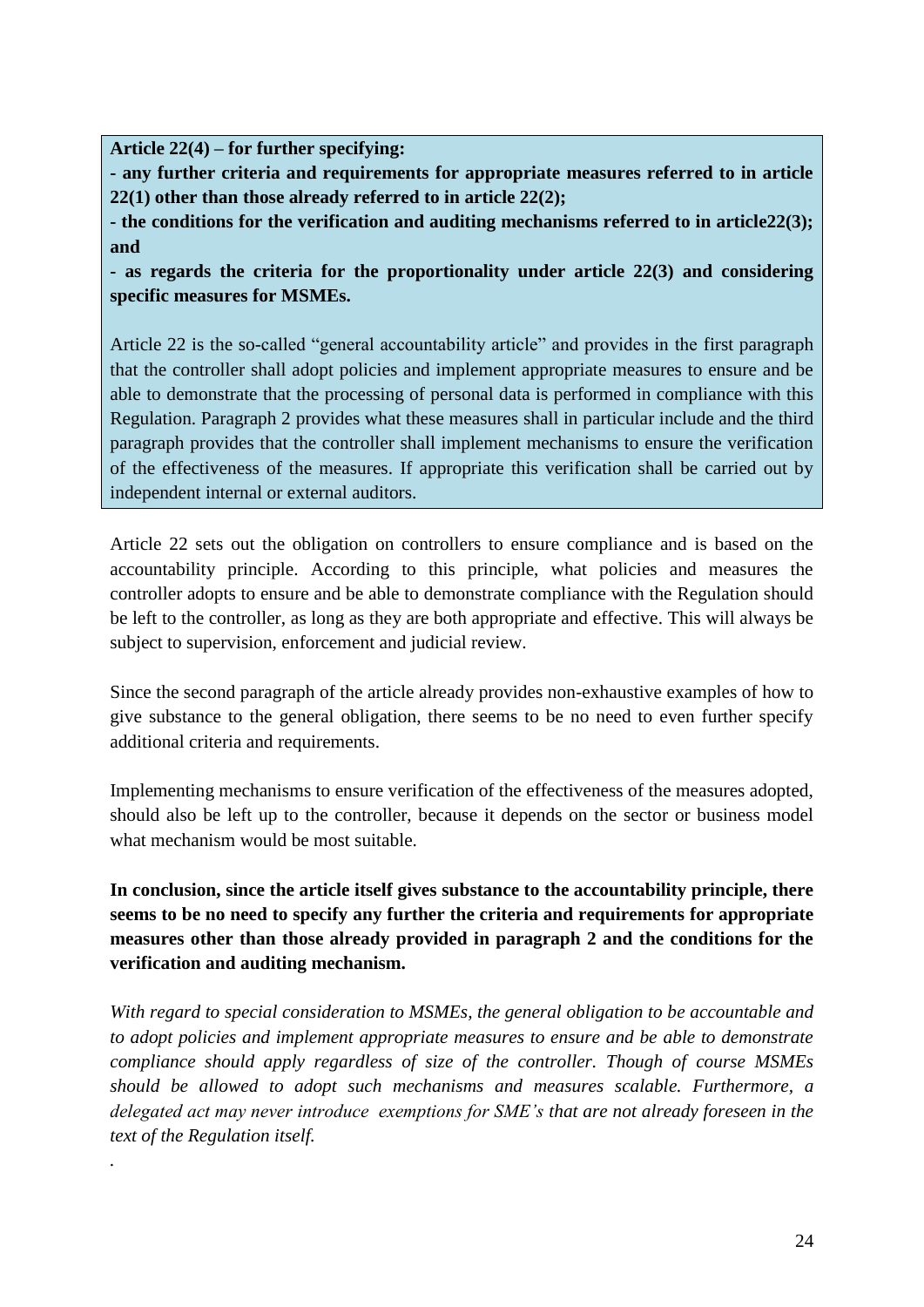**Article 22(4) – for further specifying:**

**- any further criteria and requirements for appropriate measures referred to in article 22(1) other than those already referred to in article 22(2);**

**- the conditions for the verification and auditing mechanisms referred to in article22(3); and**

**- as regards the criteria for the proportionality under article 22(3) and considering specific measures for MSMEs.**

Article 22 is the so-called "general accountability article" and provides in the first paragraph that the controller shall adopt policies and implement appropriate measures to ensure and be able to demonstrate that the processing of personal data is performed in compliance with this Regulation. Paragraph 2 provides what these measures shall in particular include and the third paragraph provides that the controller shall implement mechanisms to ensure the verification of the effectiveness of the measures. If appropriate this verification shall be carried out by independent internal or external auditors.

Article 22 sets out the obligation on controllers to ensure compliance and is based on the accountability principle. According to this principle, what policies and measures the controller adopts to ensure and be able to demonstrate compliance with the Regulation should be left to the controller, as long as they are both appropriate and effective. This will always be subject to supervision, enforcement and judicial review.

Since the second paragraph of the article already provides non-exhaustive examples of how to give substance to the general obligation, there seems to be no need to even further specify additional criteria and requirements.

Implementing mechanisms to ensure verification of the effectiveness of the measures adopted, should also be left up to the controller, because it depends on the sector or business model what mechanism would be most suitable.

**In conclusion, since the article itself gives substance to the accountability principle, there seems to be no need to specify any further the criteria and requirements for appropriate measures other than those already provided in paragraph 2 and the conditions for the verification and auditing mechanism.**

*With regard to special consideration to MSMEs, the general obligation to be accountable and to adopt policies and implement appropriate measures to ensure and be able to demonstrate compliance should apply regardless of size of the controller. Though of course MSMEs should be allowed to adopt such mechanisms and measures scalable. Furthermore, a delegated act may never introduce exemptions for SME's that are not already foreseen in the text of the Regulation itself.*

.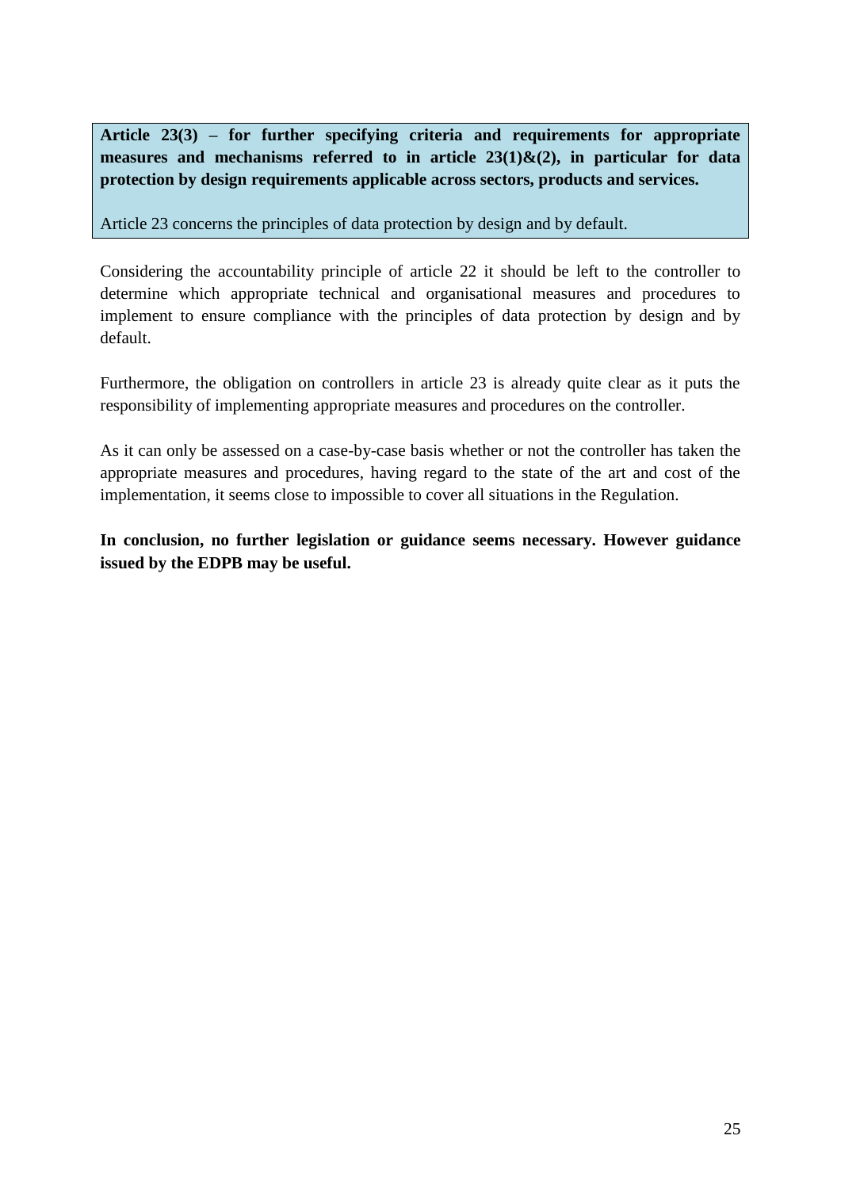**Article 23(3) – for further specifying criteria and requirements for appropriate measures and mechanisms referred to in article 23(1)&(2), in particular for data protection by design requirements applicable across sectors, products and services.**

Article 23 concerns the principles of data protection by design and by default.

Considering the accountability principle of article 22 it should be left to the controller to determine which appropriate technical and organisational measures and procedures to implement to ensure compliance with the principles of data protection by design and by default.

Furthermore, the obligation on controllers in article 23 is already quite clear as it puts the responsibility of implementing appropriate measures and procedures on the controller.

As it can only be assessed on a case-by-case basis whether or not the controller has taken the appropriate measures and procedures, having regard to the state of the art and cost of the implementation, it seems close to impossible to cover all situations in the Regulation.

**In conclusion, no further legislation or guidance seems necessary. However guidance issued by the EDPB may be useful.**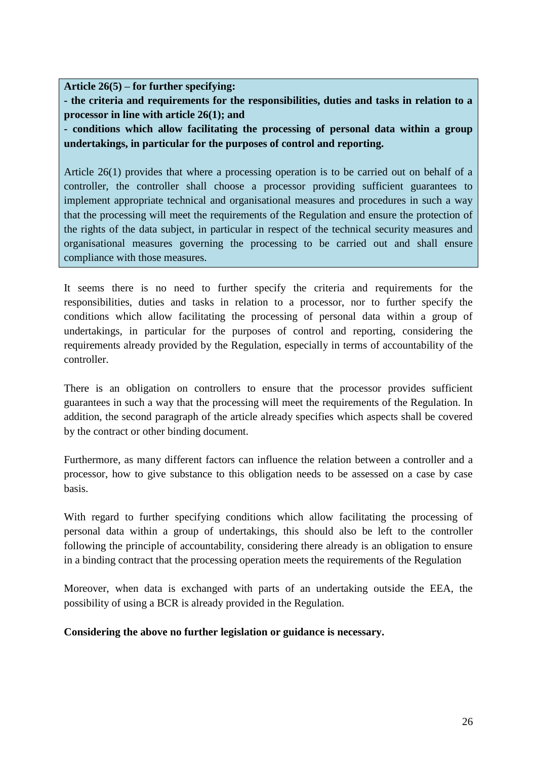**Article 26(5) – for further specifying:**

**- the criteria and requirements for the responsibilities, duties and tasks in relation to a processor in line with article 26(1); and**

**- conditions which allow facilitating the processing of personal data within a group undertakings, in particular for the purposes of control and reporting.**

Article 26(1) provides that where a processing operation is to be carried out on behalf of a controller, the controller shall choose a processor providing sufficient guarantees to implement appropriate technical and organisational measures and procedures in such a way that the processing will meet the requirements of the Regulation and ensure the protection of the rights of the data subject, in particular in respect of the technical security measures and organisational measures governing the processing to be carried out and shall ensure compliance with those measures.

It seems there is no need to further specify the criteria and requirements for the responsibilities, duties and tasks in relation to a processor, nor to further specify the conditions which allow facilitating the processing of personal data within a group of undertakings, in particular for the purposes of control and reporting, considering the requirements already provided by the Regulation, especially in terms of accountability of the controller.

There is an obligation on controllers to ensure that the processor provides sufficient guarantees in such a way that the processing will meet the requirements of the Regulation. In addition, the second paragraph of the article already specifies which aspects shall be covered by the contract or other binding document.

Furthermore, as many different factors can influence the relation between a controller and a processor, how to give substance to this obligation needs to be assessed on a case by case basis.

With regard to further specifying conditions which allow facilitating the processing of personal data within a group of undertakings, this should also be left to the controller following the principle of accountability, considering there already is an obligation to ensure in a binding contract that the processing operation meets the requirements of the Regulation

Moreover, when data is exchanged with parts of an undertaking outside the EEA, the possibility of using a BCR is already provided in the Regulation.

**Considering the above no further legislation or guidance is necessary.**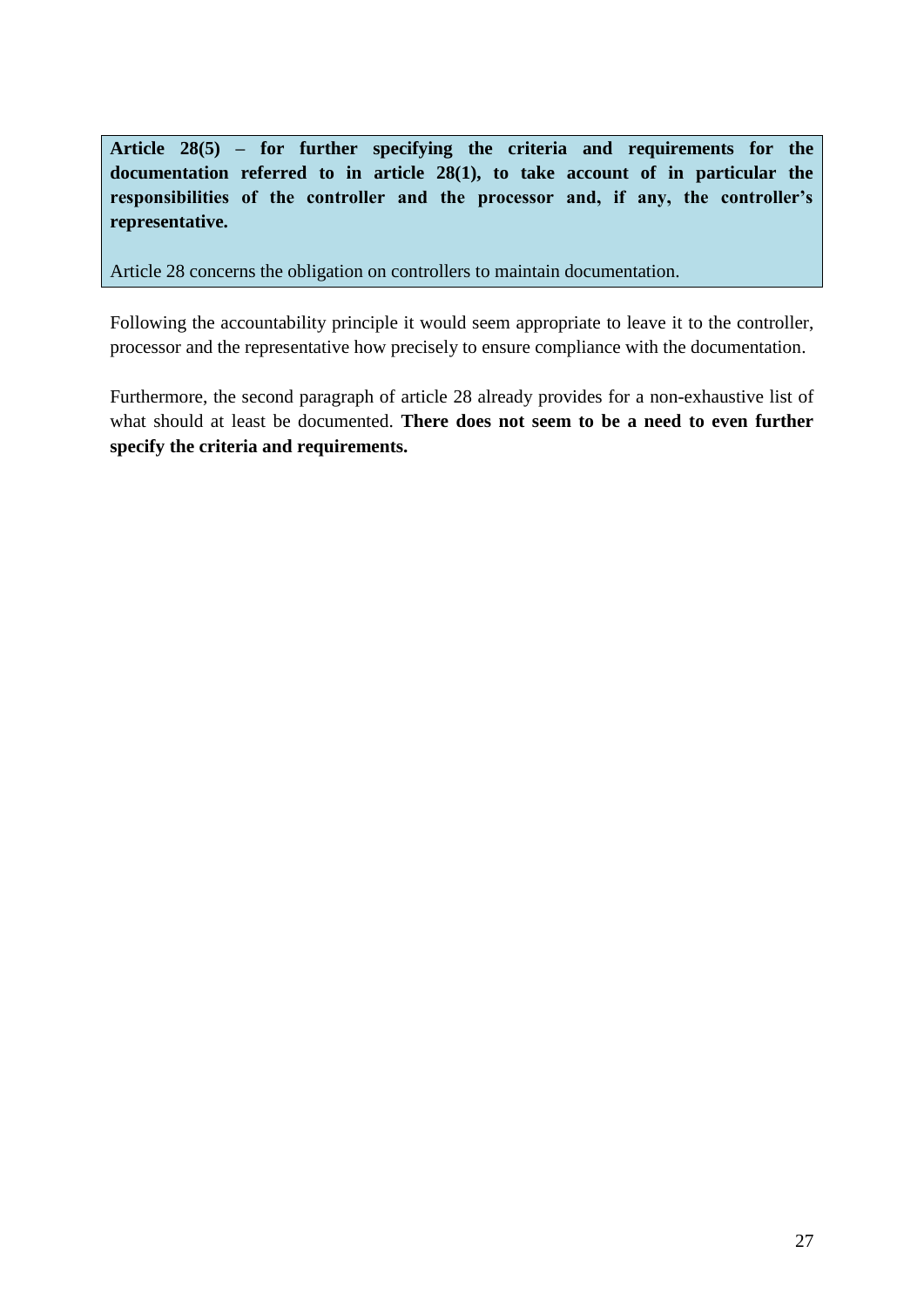**Article 28(5) – for further specifying the criteria and requirements for the documentation referred to in article 28(1), to take account of in particular the responsibilities of the controller and the processor and, if any, the controller's representative.**

Article 28 concerns the obligation on controllers to maintain documentation.

Following the accountability principle it would seem appropriate to leave it to the controller, processor and the representative how precisely to ensure compliance with the documentation.

Furthermore, the second paragraph of article 28 already provides for a non-exhaustive list of what should at least be documented. **There does not seem to be a need to even further specify the criteria and requirements.**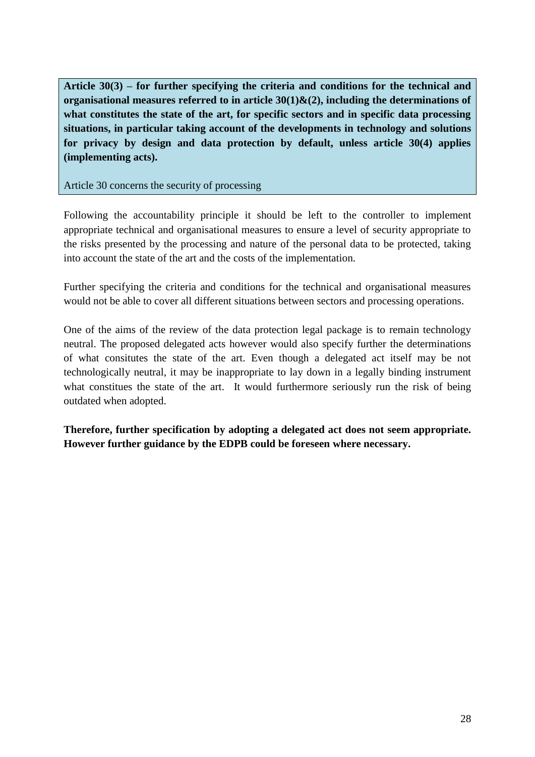**Article 30(3) – for further specifying the criteria and conditions for the technical and organisational measures referred to in article 30(1)&(2), including the determinations of what constitutes the state of the art, for specific sectors and in specific data processing situations, in particular taking account of the developments in technology and solutions for privacy by design and data protection by default, unless article 30(4) applies (implementing acts).**

Article 30 concerns the security of processing

Following the accountability principle it should be left to the controller to implement appropriate technical and organisational measures to ensure a level of security appropriate to the risks presented by the processing and nature of the personal data to be protected, taking into account the state of the art and the costs of the implementation.

Further specifying the criteria and conditions for the technical and organisational measures would not be able to cover all different situations between sectors and processing operations.

One of the aims of the review of the data protection legal package is to remain technology neutral. The proposed delegated acts however would also specify further the determinations of what consitutes the state of the art. Even though a delegated act itself may be not technologically neutral, it may be inappropriate to lay down in a legally binding instrument what constitues the state of the art. It would furthermore seriously run the risk of being outdated when adopted.

**Therefore, further specification by adopting a delegated act does not seem appropriate. However further guidance by the EDPB could be foreseen where necessary.**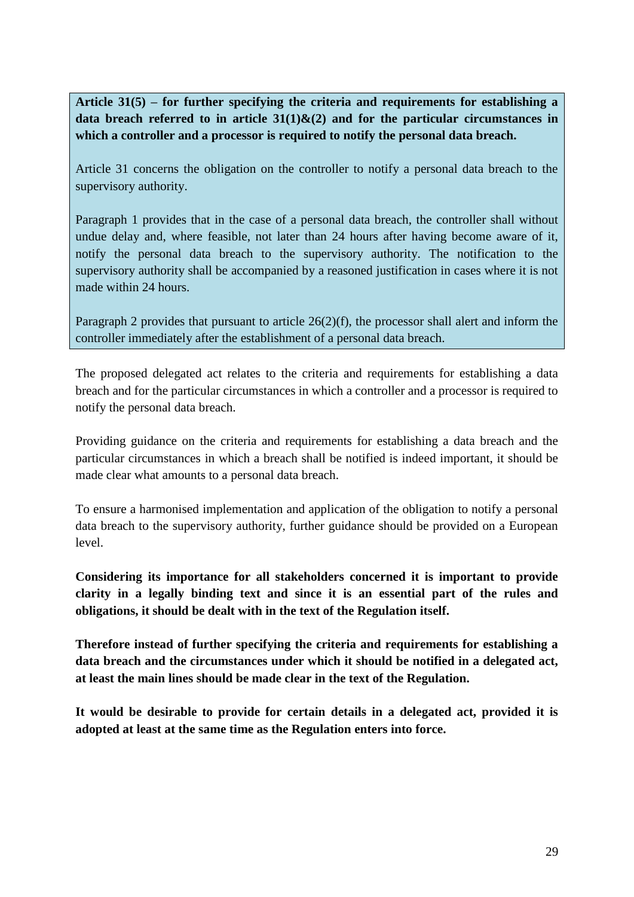**Article 31(5) – for further specifying the criteria and requirements for establishing a data breach referred to in article 31(1)&(2) and for the particular circumstances in which a controller and a processor is required to notify the personal data breach.**

Article 31 concerns the obligation on the controller to notify a personal data breach to the supervisory authority.

Paragraph 1 provides that in the case of a personal data breach, the controller shall without undue delay and, where feasible, not later than 24 hours after having become aware of it, notify the personal data breach to the supervisory authority. The notification to the supervisory authority shall be accompanied by a reasoned justification in cases where it is not made within 24 hours.

Paragraph 2 provides that pursuant to article 26(2)(f), the processor shall alert and inform the controller immediately after the establishment of a personal data breach.

The proposed delegated act relates to the criteria and requirements for establishing a data breach and for the particular circumstances in which a controller and a processor is required to notify the personal data breach.

Providing guidance on the criteria and requirements for establishing a data breach and the particular circumstances in which a breach shall be notified is indeed important, it should be made clear what amounts to a personal data breach.

To ensure a harmonised implementation and application of the obligation to notify a personal data breach to the supervisory authority, further guidance should be provided on a European level.

**Considering its importance for all stakeholders concerned it is important to provide clarity in a legally binding text and since it is an essential part of the rules and obligations, it should be dealt with in the text of the Regulation itself.**

**Therefore instead of further specifying the criteria and requirements for establishing a data breach and the circumstances under which it should be notified in a delegated act, at least the main lines should be made clear in the text of the Regulation.**

**It would be desirable to provide for certain details in a delegated act, provided it is adopted at least at the same time as the Regulation enters into force.**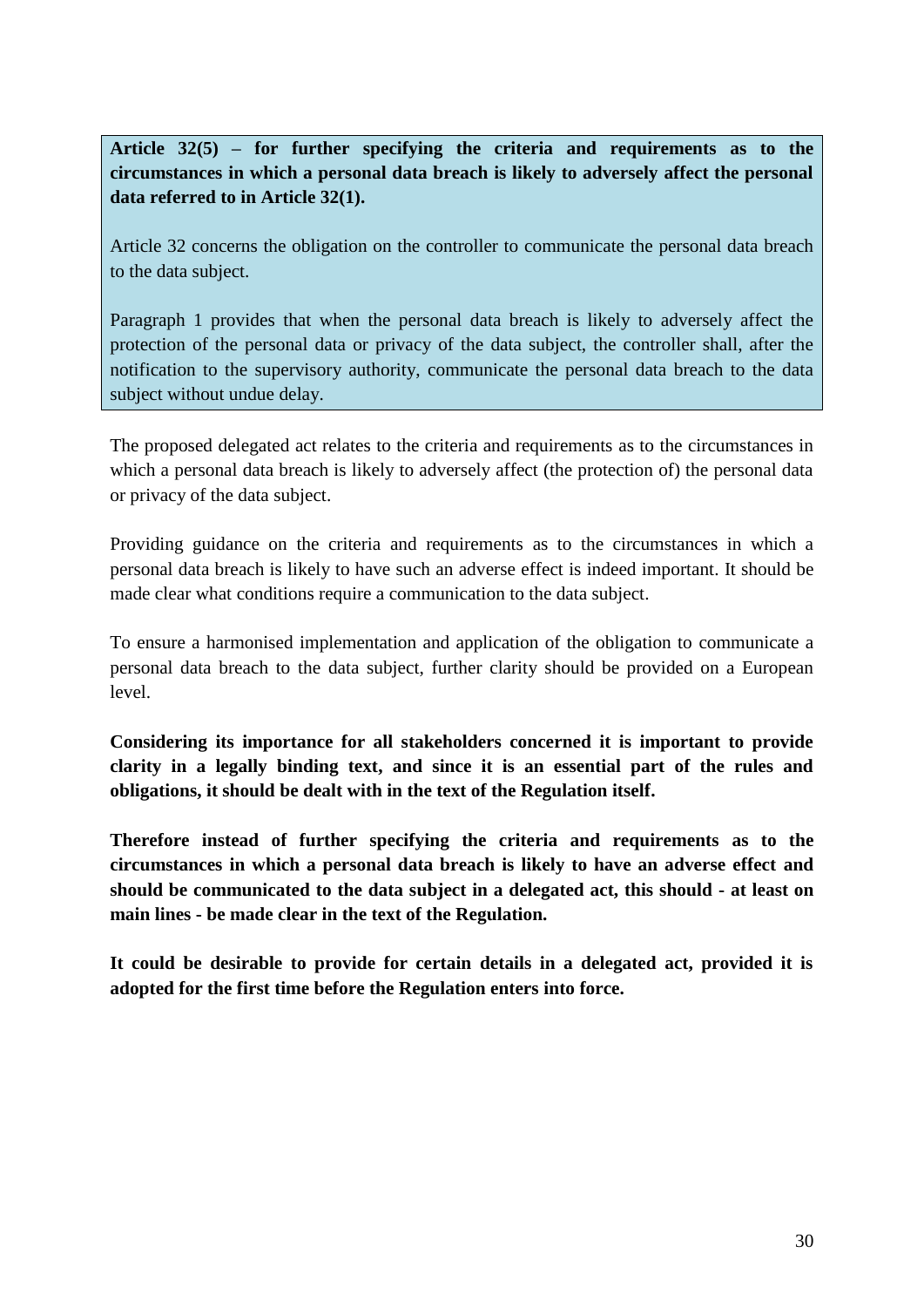**Article 32(5) – for further specifying the criteria and requirements as to the circumstances in which a personal data breach is likely to adversely affect the personal data referred to in Article 32(1).**

Article 32 concerns the obligation on the controller to communicate the personal data breach to the data subject.

Paragraph 1 provides that when the personal data breach is likely to adversely affect the protection of the personal data or privacy of the data subject, the controller shall, after the notification to the supervisory authority, communicate the personal data breach to the data subject without undue delay.

The proposed delegated act relates to the criteria and requirements as to the circumstances in which a personal data breach is likely to adversely affect (the protection of) the personal data or privacy of the data subject.

Providing guidance on the criteria and requirements as to the circumstances in which a personal data breach is likely to have such an adverse effect is indeed important. It should be made clear what conditions require a communication to the data subject.

To ensure a harmonised implementation and application of the obligation to communicate a personal data breach to the data subject, further clarity should be provided on a European level.

**Considering its importance for all stakeholders concerned it is important to provide clarity in a legally binding text, and since it is an essential part of the rules and obligations, it should be dealt with in the text of the Regulation itself.**

**Therefore instead of further specifying the criteria and requirements as to the circumstances in which a personal data breach is likely to have an adverse effect and should be communicated to the data subject in a delegated act, this should - at least on main lines - be made clear in the text of the Regulation.**

**It could be desirable to provide for certain details in a delegated act, provided it is adopted for the first time before the Regulation enters into force.**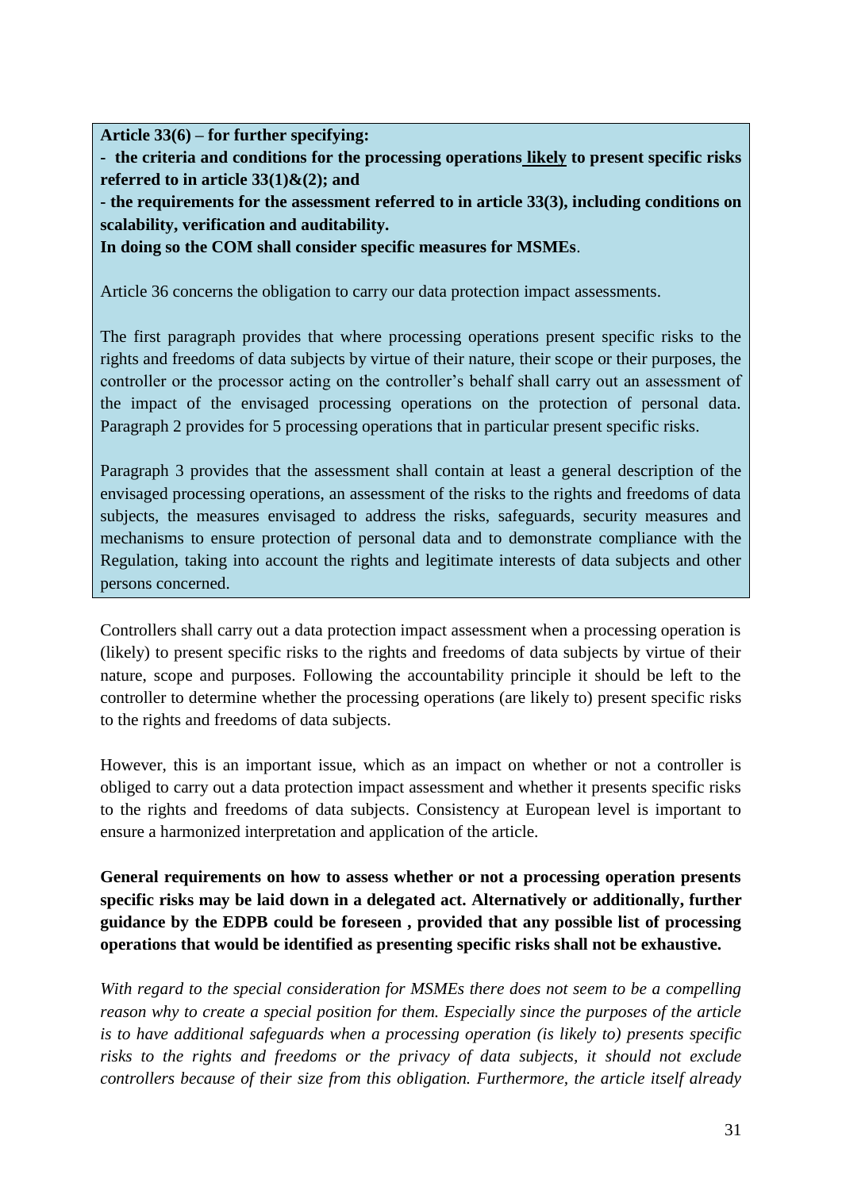**Article 33(6) – for further specifying:**

**- the criteria and conditions for the processing operations <u>likely</u> to present specific risks referred to in article 33(1)&(2); and**

**- the requirements for the assessment referred to in article 33(3), including conditions on scalability, verification and auditability.**

**In doing so the COM shall consider specific measures for MSMEs**.

Article 36 concerns the obligation to carry our data protection impact assessments.

The first paragraph provides that where processing operations present specific risks to the rights and freedoms of data subjects by virtue of their nature, their scope or their purposes, the controller or the processor acting on the controller's behalf shall carry out an assessment of the impact of the envisaged processing operations on the protection of personal data. Paragraph 2 provides for 5 processing operations that in particular present specific risks.

Paragraph 3 provides that the assessment shall contain at least a general description of the envisaged processing operations, an assessment of the risks to the rights and freedoms of data subjects, the measures envisaged to address the risks, safeguards, security measures and mechanisms to ensure protection of personal data and to demonstrate compliance with the Regulation, taking into account the rights and legitimate interests of data subjects and other persons concerned.

Controllers shall carry out a data protection impact assessment when a processing operation is (likely) to present specific risks to the rights and freedoms of data subjects by virtue of their nature, scope and purposes. Following the accountability principle it should be left to the controller to determine whether the processing operations (are likely to) present specific risks to the rights and freedoms of data subjects.

However, this is an important issue, which as an impact on whether or not a controller is obliged to carry out a data protection impact assessment and whether it presents specific risks to the rights and freedoms of data subjects. Consistency at European level is important to ensure a harmonized interpretation and application of the article.

**General requirements on how to assess whether or not a processing operation presents specific risks may be laid down in a delegated act. Alternatively or additionally, further guidance by the EDPB could be foreseen , provided that any possible list of processing operations that would be identified as presenting specific risks shall not be exhaustive.**

*With regard to the special consideration for MSMEs there does not seem to be a compelling reason why to create a special position for them. Especially since the purposes of the article is to have additional safeguards when a processing operation (is likely to) presents specific risks to the rights and freedoms or the privacy of data subjects, it should not exclude controllers because of their size from this obligation. Furthermore, the article itself already*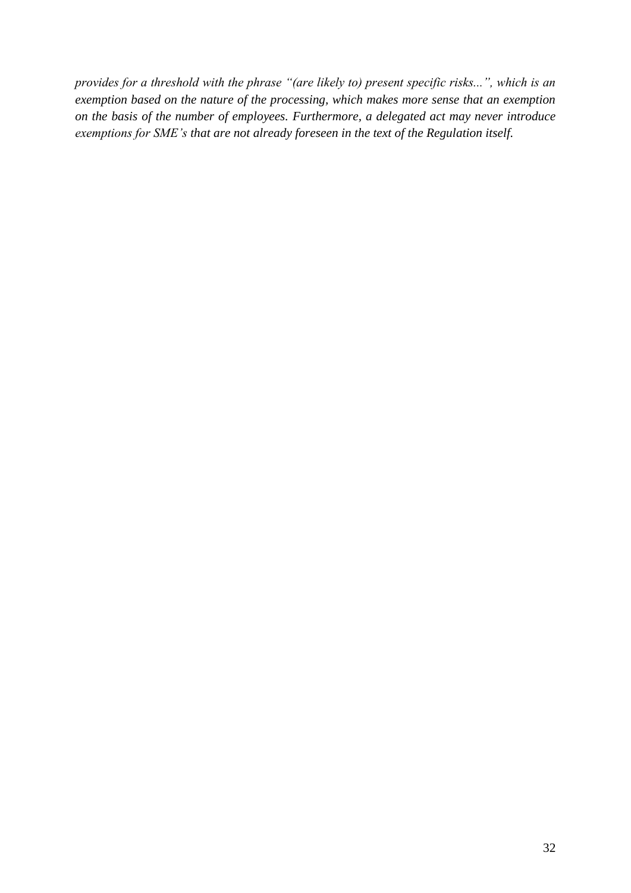*provides for a threshold with the phrase "(are likely to) present specific risks...", which is an exemption based on the nature of the processing, which makes more sense that an exemption on the basis of the number of employees. Furthermore, a delegated act may never introduce exemptions for SME's that are not already foreseen in the text of the Regulation itself.*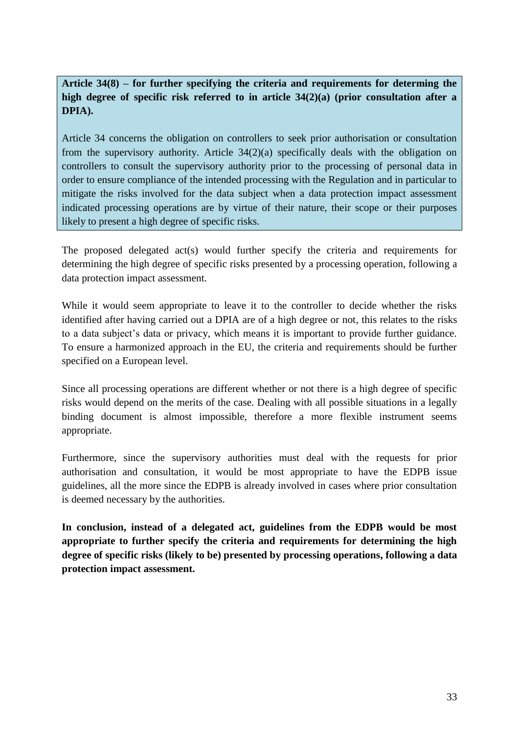**Article 34(8) – for further specifying the criteria and requirements for determing the high degree of specific risk referred to in article 34(2)(a) (prior consultation after a DPIA).**

Article 34 concerns the obligation on controllers to seek prior authorisation or consultation from the supervisory authority. Article 34(2)(a) specifically deals with the obligation on controllers to consult the supervisory authority prior to the processing of personal data in order to ensure compliance of the intended processing with the Regulation and in particular to mitigate the risks involved for the data subject when a data protection impact assessment indicated processing operations are by virtue of their nature, their scope or their purposes likely to present a high degree of specific risks.

The proposed delegated act(s) would further specify the criteria and requirements for determining the high degree of specific risks presented by a processing operation, following a data protection impact assessment.

While it would seem appropriate to leave it to the controller to decide whether the risks identified after having carried out a DPIA are of a high degree or not, this relates to the risks to a data subject's data or privacy, which means it is important to provide further guidance. To ensure a harmonized approach in the EU, the criteria and requirements should be further specified on a European level.

Since all processing operations are different whether or not there is a high degree of specific risks would depend on the merits of the case. Dealing with all possible situations in a legally binding document is almost impossible, therefore a more flexible instrument seems appropriate.

Furthermore, since the supervisory authorities must deal with the requests for prior authorisation and consultation, it would be most appropriate to have the EDPB issue guidelines, all the more since the EDPB is already involved in cases where prior consultation is deemed necessary by the authorities.

**In conclusion, instead of a delegated act, guidelines from the EDPB would be most appropriate to further specify the criteria and requirements for determining the high degree of specific risks (likely to be) presented by processing operations, following a data protection impact assessment.**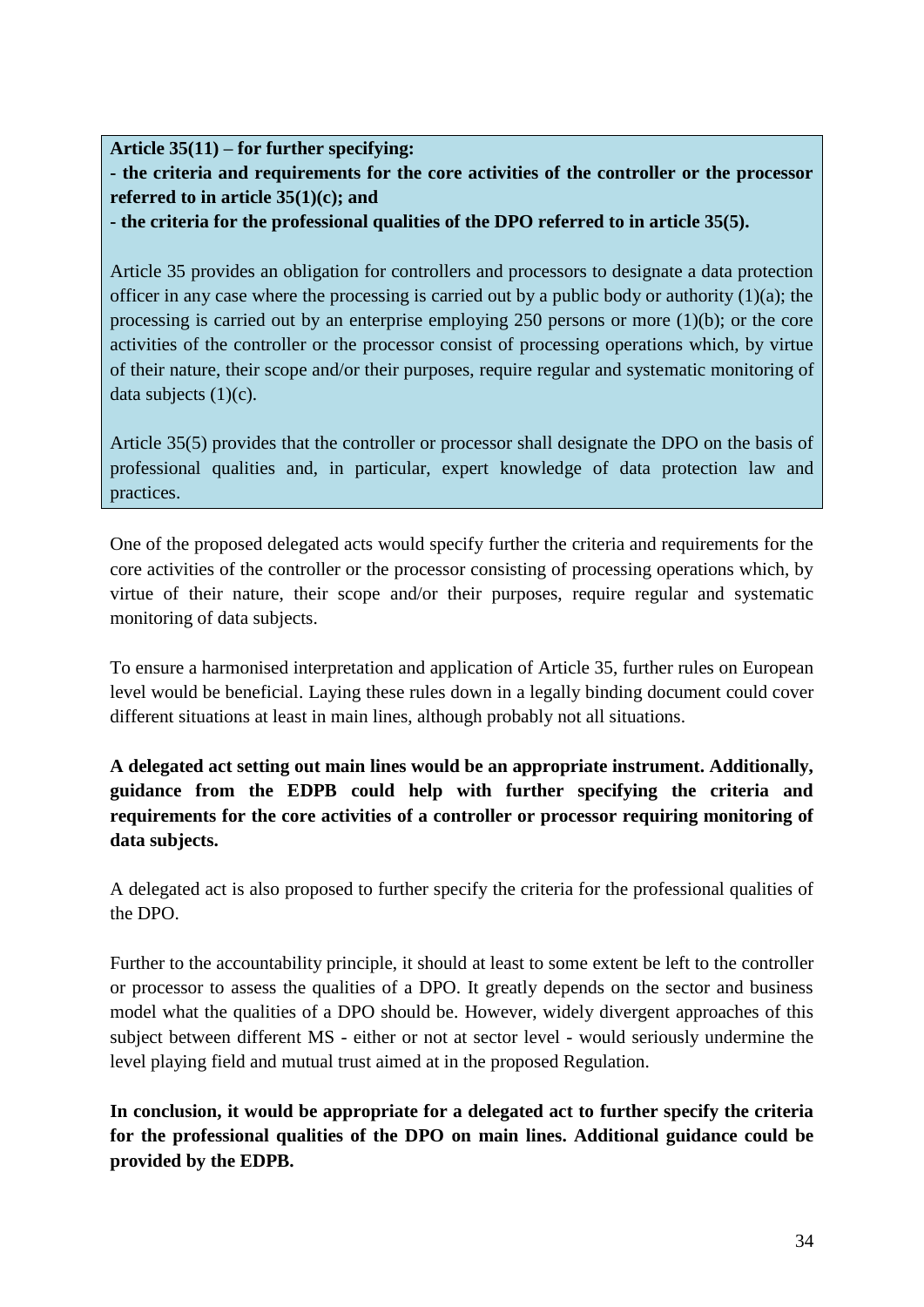**Article 35(11) – for further specifying:**
**- the criteria and requirements for the core activities of the controller or the processor referred to in article 35(1)(c); and**
**- the criteria for the professional qualities of the DPO referred to in article 35(5).**

Article 35 provides an obligation for controllers and processors to designate a data protection officer in any case where the processing is carried out by a public body or authority (1)(a); the processing is carried out by an enterprise employing 250 persons or more (1)(b); or the core activities of the controller or the processor consist of processing operations which, by virtue of their nature, their scope and/or their purposes, require regular and systematic monitoring of data subjects (1)(c).

Article 35(5) provides that the controller or processor shall designate the DPO on the basis of professional qualities and, in particular, expert knowledge of data protection law and practices.

One of the proposed delegated acts would specify further the criteria and requirements for the core activities of the controller or the processor consisting of processing operations which, by virtue of their nature, their scope and/or their purposes, require regular and systematic monitoring of data subjects.

To ensure a harmonised interpretation and application of Article 35, further rules on European level would be beneficial. Laying these rules down in a legally binding document could cover different situations at least in main lines, although probably not all situations.

**A delegated act setting out main lines would be an appropriate instrument. Additionally, guidance from the EDPB could help with further specifying the criteria and requirements for the core activities of a controller or processor requiring monitoring of data subjects.**

A delegated act is also proposed to further specify the criteria for the professional qualities of the DPO.

Further to the accountability principle, it should at least to some extent be left to the controller or processor to assess the qualities of a DPO. It greatly depends on the sector and business model what the qualities of a DPO should be. However, widely divergent approaches of this subject between different MS - either or not at sector level - would seriously undermine the level playing field and mutual trust aimed at in the proposed Regulation.

**In conclusion, it would be appropriate for a delegated act to further specify the criteria for the professional qualities of the DPO on main lines. Additional guidance could be provided by the EDPB.**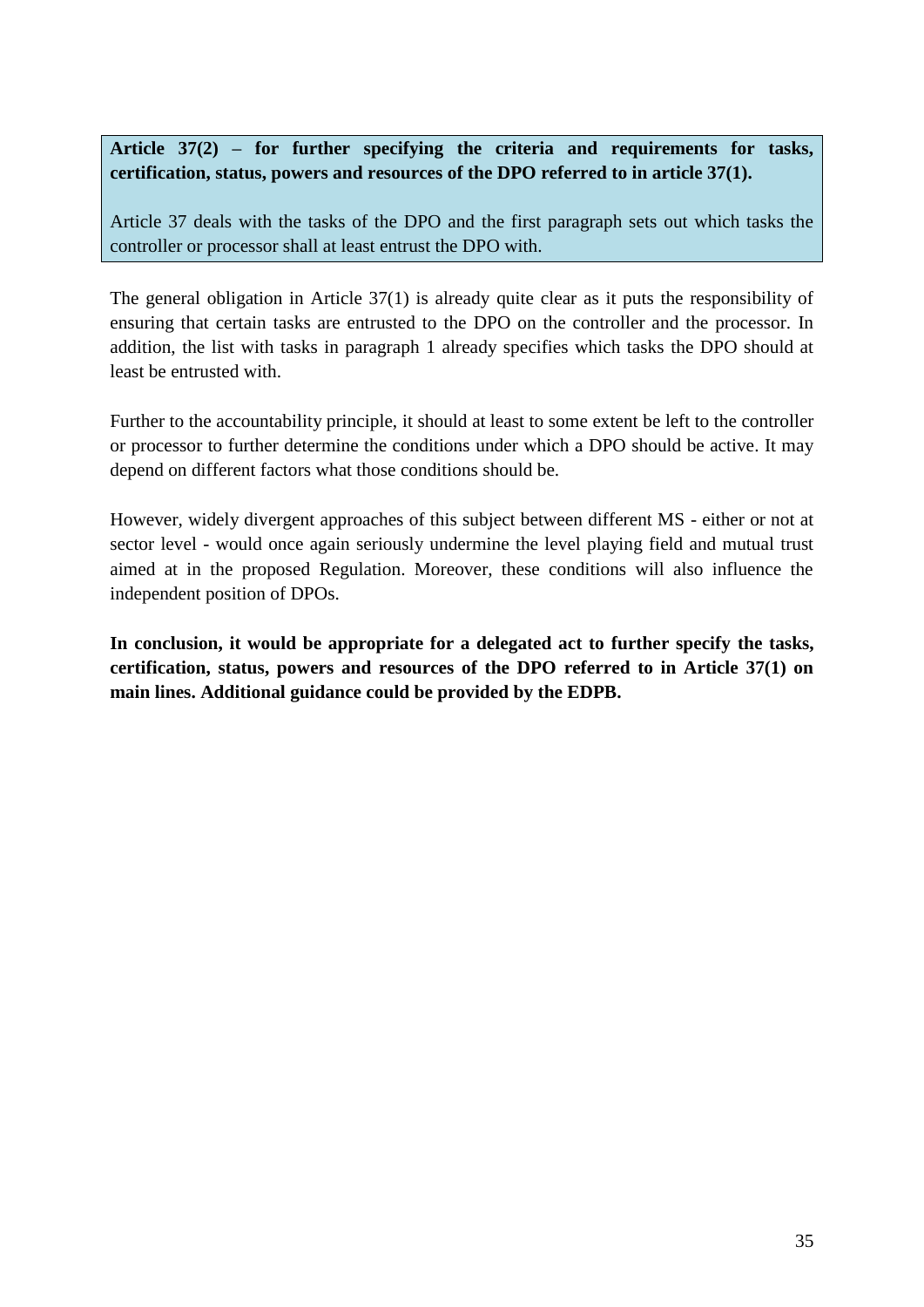**Article 37(2) – for further specifying the criteria and requirements for tasks, certification, status, powers and resources of the DPO referred to in article 37(1).**

Article 37 deals with the tasks of the DPO and the first paragraph sets out which tasks the controller or processor shall at least entrust the DPO with.

The general obligation in Article 37(1) is already quite clear as it puts the responsibility of ensuring that certain tasks are entrusted to the DPO on the controller and the processor. In addition, the list with tasks in paragraph 1 already specifies which tasks the DPO should at least be entrusted with.

Further to the accountability principle, it should at least to some extent be left to the controller or processor to further determine the conditions under which a DPO should be active. It may depend on different factors what those conditions should be.

However, widely divergent approaches of this subject between different MS - either or not at sector level - would once again seriously undermine the level playing field and mutual trust aimed at in the proposed Regulation. Moreover, these conditions will also influence the independent position of DPOs.

**In conclusion, it would be appropriate for a delegated act to further specify the tasks, certification, status, powers and resources of the DPO referred to in Article 37(1) on main lines. Additional guidance could be provided by the EDPB.**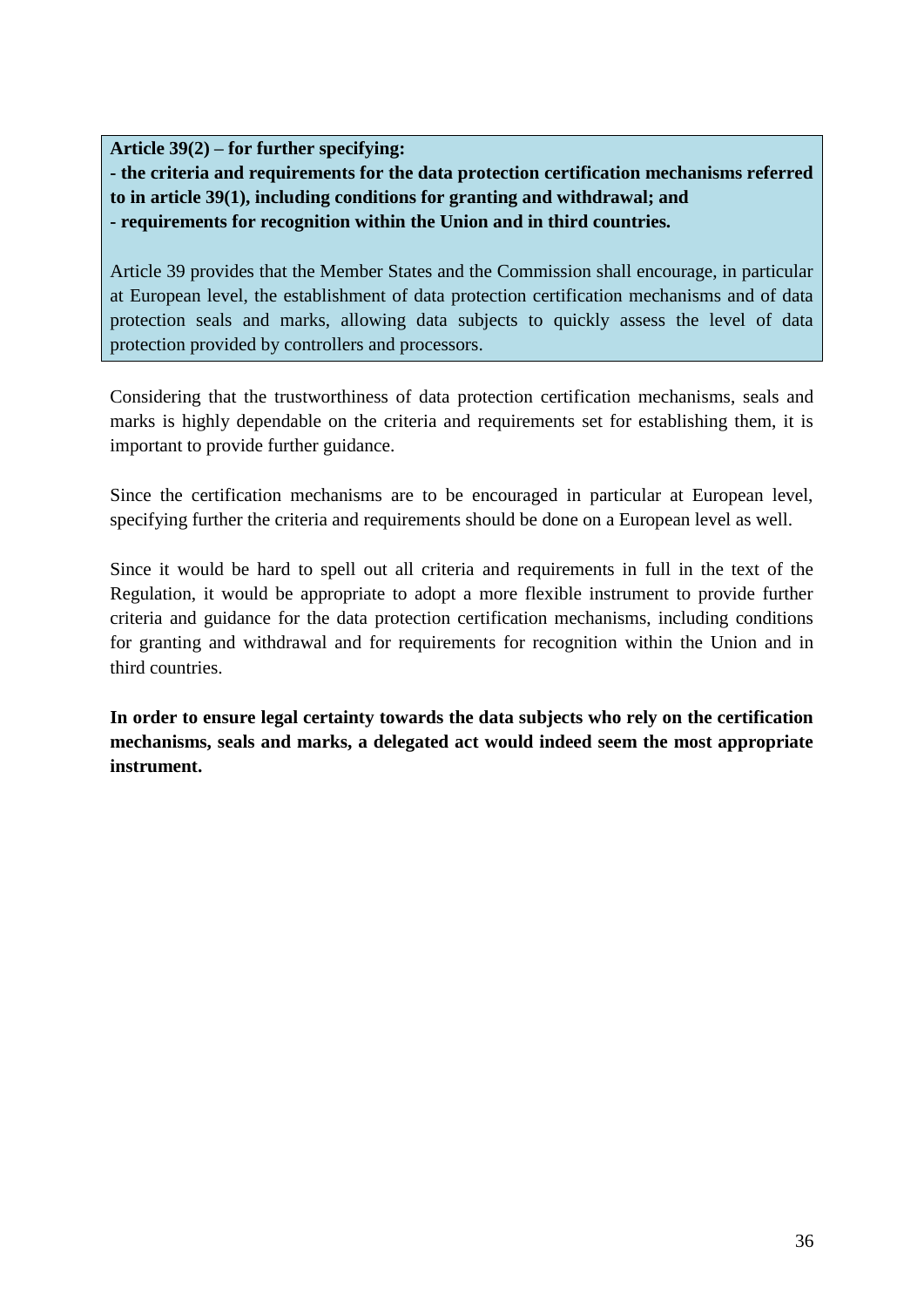**Article 39(2) – for further specifying:**
**- the criteria and requirements for the data protection certification mechanisms referred to in article 39(1), including conditions for granting and withdrawal; and**
**- requirements for recognition within the Union and in third countries.**

Article 39 provides that the Member States and the Commission shall encourage, in particular at European level, the establishment of data protection certification mechanisms and of data protection seals and marks, allowing data subjects to quickly assess the level of data protection provided by controllers and processors.

Considering that the trustworthiness of data protection certification mechanisms, seals and marks is highly dependable on the criteria and requirements set for establishing them, it is important to provide further guidance.

Since the certification mechanisms are to be encouraged in particular at European level, specifying further the criteria and requirements should be done on a European level as well.

Since it would be hard to spell out all criteria and requirements in full in the text of the Regulation, it would be appropriate to adopt a more flexible instrument to provide further criteria and guidance for the data protection certification mechanisms, including conditions for granting and withdrawal and for requirements for recognition within the Union and in third countries.

**In order to ensure legal certainty towards the data subjects who rely on the certification mechanisms, seals and marks, a delegated act would indeed seem the most appropriate instrument.**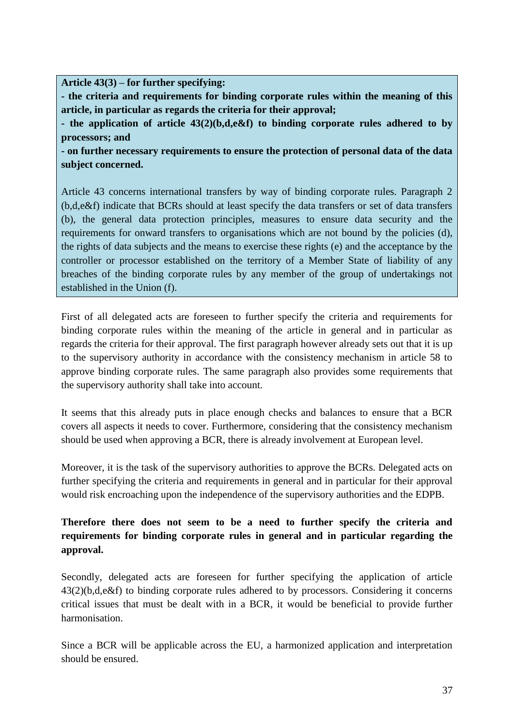**Article 43(3) – for further specifying:**
**- the criteria and requirements for binding corporate rules within the meaning of this article, in particular as regards the criteria for their approval;**
**- the application of article 43(2)(b,d,e&f) to binding corporate rules adhered to by processors; and**
**- on further necessary requirements to ensure the protection of personal data of the data subject concerned.**

Article 43 concerns international transfers by way of binding corporate rules. Paragraph 2 (b,d,e&f) indicate that BCRs should at least specify the data transfers or set of data transfers (b), the general data protection principles, measures to ensure data security and the requirements for onward transfers to organisations which are not bound by the policies (d), the rights of data subjects and the means to exercise these rights (e) and the acceptance by the controller or processor established on the territory of a Member State of liability of any breaches of the binding corporate rules by any member of the group of undertakings not established in the Union (f).

First of all delegated acts are foreseen to further specify the criteria and requirements for binding corporate rules within the meaning of the article in general and in particular as regards the criteria for their approval. The first paragraph however already sets out that it is up to the supervisory authority in accordance with the consistency mechanism in article 58 to approve binding corporate rules. The same paragraph also provides some requirements that the supervisory authority shall take into account.

It seems that this already puts in place enough checks and balances to ensure that a BCR covers all aspects it needs to cover. Furthermore, considering that the consistency mechanism should be used when approving a BCR, there is already involvement at European level.

Moreover, it is the task of the supervisory authorities to approve the BCRs. Delegated acts on further specifying the criteria and requirements in general and in particular for their approval would risk encroaching upon the independence of the supervisory authorities and the EDPB.

**Therefore there does not seem to be a need to further specify the criteria and requirements for binding corporate rules in general and in particular regarding the approval.**

Secondly, delegated acts are foreseen for further specifying the application of article 43(2)(b,d,e&f) to binding corporate rules adhered to by processors. Considering it concerns critical issues that must be dealt with in a BCR, it would be beneficial to provide further harmonisation.

Since a BCR will be applicable across the EU, a harmonized application and interpretation should be ensured.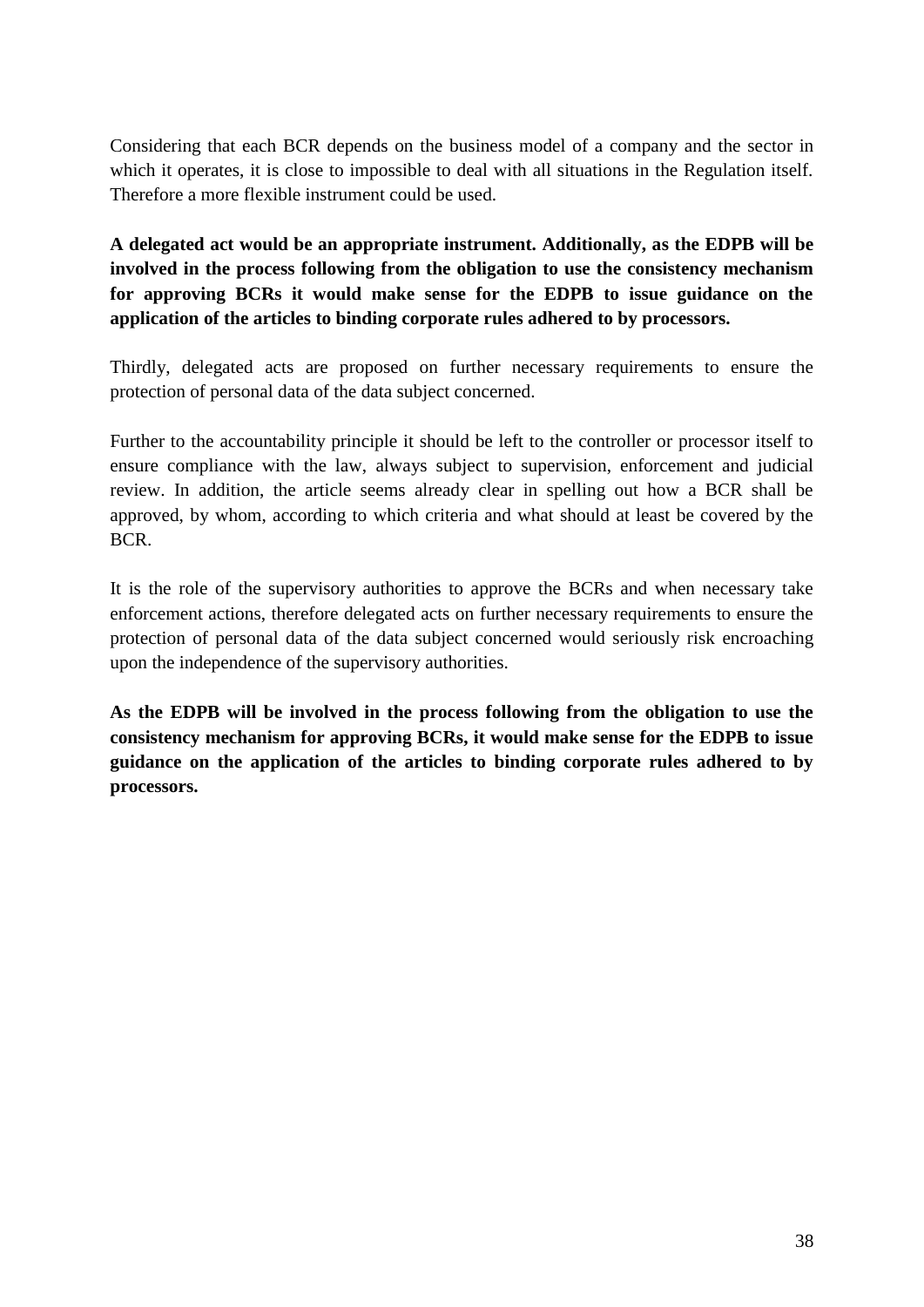Considering that each BCR depends on the business model of a company and the sector in which it operates, it is close to impossible to deal with all situations in the Regulation itself. Therefore a more flexible instrument could be used.

**A delegated act would be an appropriate instrument. Additionally, as the EDPB will be involved in the process following from the obligation to use the consistency mechanism for approving BCRs it would make sense for the EDPB to issue guidance on the application of the articles to binding corporate rules adhered to by processors.**

Thirdly, delegated acts are proposed on further necessary requirements to ensure the protection of personal data of the data subject concerned.

Further to the accountability principle it should be left to the controller or processor itself to ensure compliance with the law, always subject to supervision, enforcement and judicial review. In addition, the article seems already clear in spelling out how a BCR shall be approved, by whom, according to which criteria and what should at least be covered by the BCR.

It is the role of the supervisory authorities to approve the BCRs and when necessary take enforcement actions, therefore delegated acts on further necessary requirements to ensure the protection of personal data of the data subject concerned would seriously risk encroaching upon the independence of the supervisory authorities.

**As the EDPB will be involved in the process following from the obligation to use the consistency mechanism for approving BCRs, it would make sense for the EDPB to issue guidance on the application of the articles to binding corporate rules adhered to by processors.**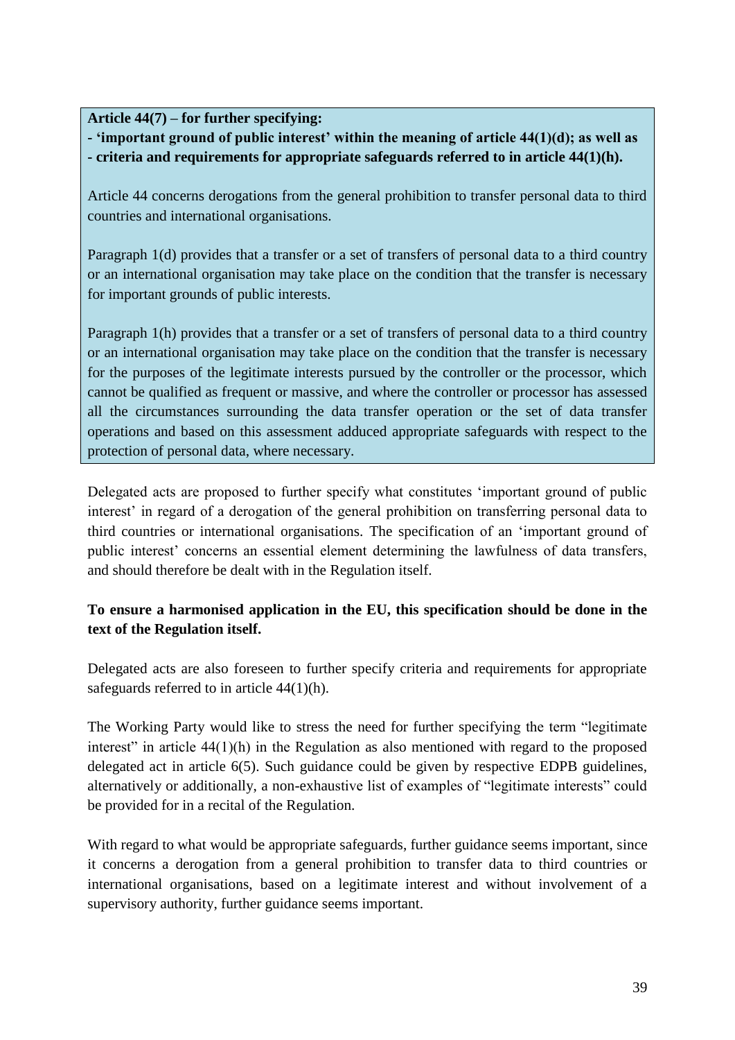**Article 44(7) – for further specifying:**
**- 'important ground of public interest' within the meaning of article 44(1)(d); as well as**
**- criteria and requirements for appropriate safeguards referred to in article 44(1)(h).**

Article 44 concerns derogations from the general prohibition to transfer personal data to third countries and international organisations.

Paragraph 1(d) provides that a transfer or a set of transfers of personal data to a third country or an international organisation may take place on the condition that the transfer is necessary for important grounds of public interests.

Paragraph 1(h) provides that a transfer or a set of transfers of personal data to a third country or an international organisation may take place on the condition that the transfer is necessary for the purposes of the legitimate interests pursued by the controller or the processor, which cannot be qualified as frequent or massive, and where the controller or processor has assessed all the circumstances surrounding the data transfer operation or the set of data transfer operations and based on this assessment adduced appropriate safeguards with respect to the protection of personal data, where necessary.

Delegated acts are proposed to further specify what constitutes 'important ground of public interest' in regard of a derogation of the general prohibition on transferring personal data to third countries or international organisations. The specification of an 'important ground of public interest' concerns an essential element determining the lawfulness of data transfers, and should therefore be dealt with in the Regulation itself.

**To ensure a harmonised application in the EU, this specification should be done in the text of the Regulation itself.**

Delegated acts are also foreseen to further specify criteria and requirements for appropriate safeguards referred to in article 44(1)(h).

The Working Party would like to stress the need for further specifying the term "legitimate interest" in article 44(1)(h) in the Regulation as also mentioned with regard to the proposed delegated act in article 6(5). Such guidance could be given by respective EDPB guidelines, alternatively or additionally, a non-exhaustive list of examples of "legitimate interests" could be provided for in a recital of the Regulation.

With regard to what would be appropriate safeguards, further guidance seems important, since it concerns a derogation from a general prohibition to transfer data to third countries or international organisations, based on a legitimate interest and without involvement of a supervisory authority, further guidance seems important.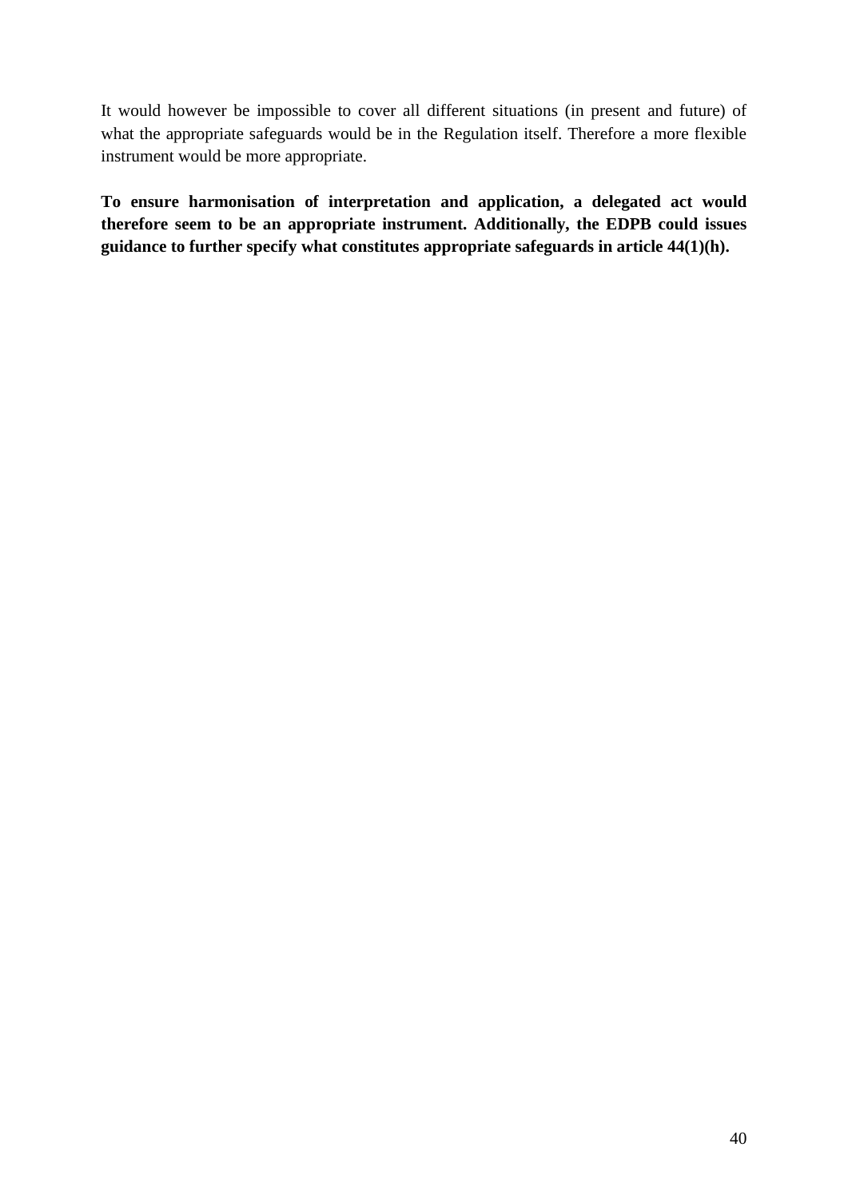It would however be impossible to cover all different situations (in present and future) of what the appropriate safeguards would be in the Regulation itself. Therefore a more flexible instrument would be more appropriate.

**To ensure harmonisation of interpretation and application, a delegated act would therefore seem to be an appropriate instrument. Additionally, the EDPB could issues guidance to further specify what constitutes appropriate safeguards in article 44(1)(h).**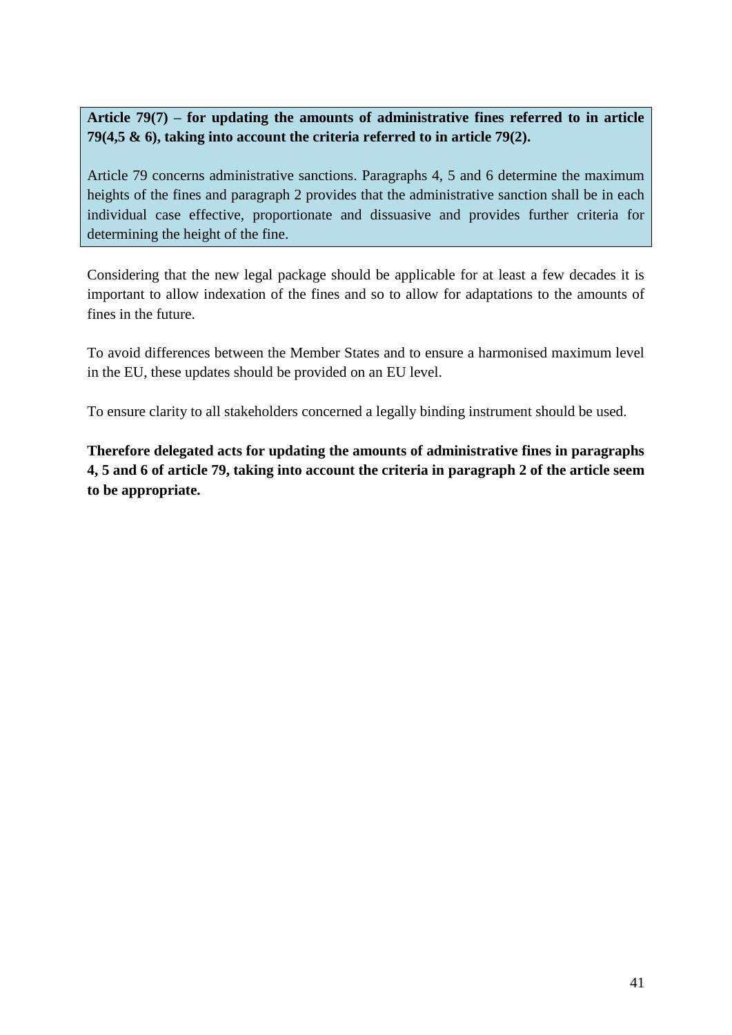**Article 79(7) – for updating the amounts of administrative fines referred to in article 79(4,5 & 6), taking into account the criteria referred to in article 79(2).**

Article 79 concerns administrative sanctions. Paragraphs 4, 5 and 6 determine the maximum heights of the fines and paragraph 2 provides that the administrative sanction shall be in each individual case effective, proportionate and dissuasive and provides further criteria for determining the height of the fine.

Considering that the new legal package should be applicable for at least a few decades it is important to allow indexation of the fines and so to allow for adaptations to the amounts of fines in the future.

To avoid differences between the Member States and to ensure a harmonised maximum level in the EU, these updates should be provided on an EU level.

To ensure clarity to all stakeholders concerned a legally binding instrument should be used.

**Therefore delegated acts for updating the amounts of administrative fines in paragraphs 4, 5 and 6 of article 79, taking into account the criteria in paragraph 2 of the article seem to be appropriate.**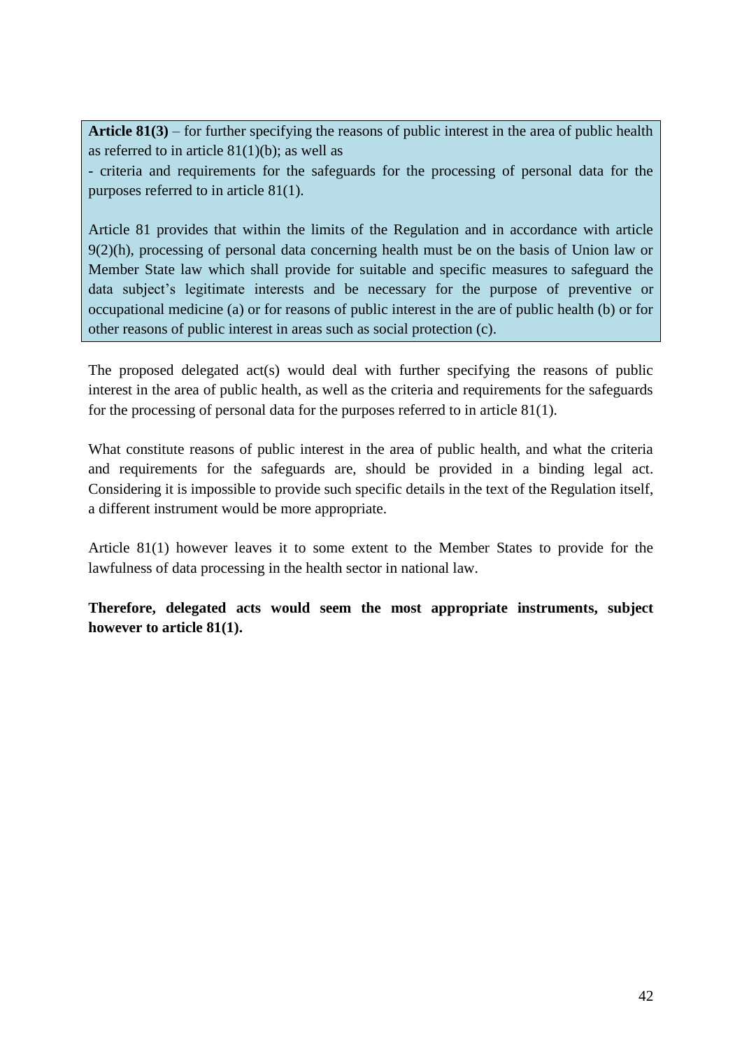**Article 81(3)** – for further specifying the reasons of public interest in the area of public health as referred to in article 81(1)(b); as well as

- criteria and requirements for the safeguards for the processing of personal data for the purposes referred to in article 81(1).

Article 81 provides that within the limits of the Regulation and in accordance with article 9(2)(h), processing of personal data concerning health must be on the basis of Union law or Member State law which shall provide for suitable and specific measures to safeguard the data subject's legitimate interests and be necessary for the purpose of preventive or occupational medicine (a) or for reasons of public interest in the are of public health (b) or for other reasons of public interest in areas such as social protection (c).

The proposed delegated act(s) would deal with further specifying the reasons of public interest in the area of public health, as well as the criteria and requirements for the safeguards for the processing of personal data for the purposes referred to in article 81(1).

What constitute reasons of public interest in the area of public health, and what the criteria and requirements for the safeguards are, should be provided in a binding legal act. Considering it is impossible to provide such specific details in the text of the Regulation itself, a different instrument would be more appropriate.

Article 81(1) however leaves it to some extent to the Member States to provide for the lawfulness of data processing in the health sector in national law.

**Therefore, delegated acts would seem the most appropriate instruments, subject however to article 81(1).**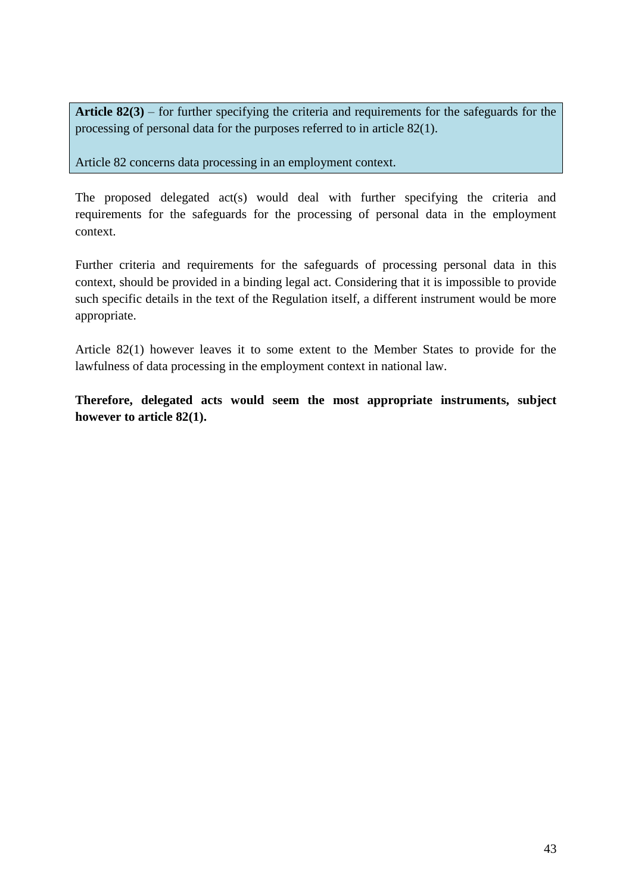**Article 82(3)** – for further specifying the criteria and requirements for the safeguards for the processing of personal data for the purposes referred to in article 82(1).

Article 82 concerns data processing in an employment context.

The proposed delegated act(s) would deal with further specifying the criteria and requirements for the safeguards for the processing of personal data in the employment context.

Further criteria and requirements for the safeguards of processing personal data in this context, should be provided in a binding legal act. Considering that it is impossible to provide such specific details in the text of the Regulation itself, a different instrument would be more appropriate.

Article 82(1) however leaves it to some extent to the Member States to provide for the lawfulness of data processing in the employment context in national law.

**Therefore, delegated acts would seem the most appropriate instruments, subject however to article 82(1).**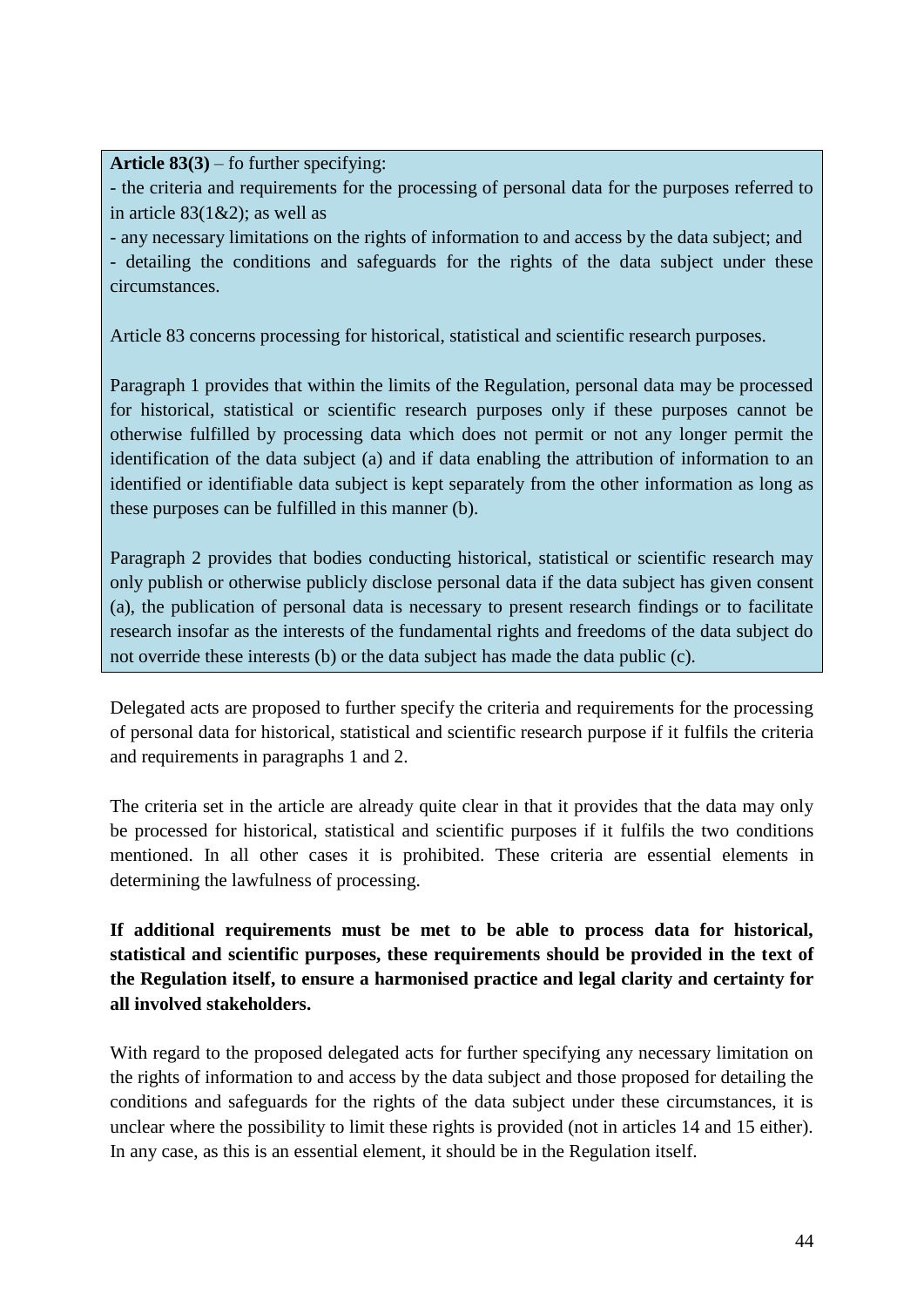**Article 83(3)** – fo further specifying:

- the criteria and requirements for the processing of personal data for the purposes referred to in article 83(1&2); as well as
- any necessary limitations on the rights of information to and access by the data subject; and
- detailing the conditions and safeguards for the rights of the data subject under these circumstances.

Article 83 concerns processing for historical, statistical and scientific research purposes.

Paragraph 1 provides that within the limits of the Regulation, personal data may be processed for historical, statistical or scientific research purposes only if these purposes cannot be otherwise fulfilled by processing data which does not permit or not any longer permit the identification of the data subject (a) and if data enabling the attribution of information to an identified or identifiable data subject is kept separately from the other information as long as these purposes can be fulfilled in this manner (b).

Paragraph 2 provides that bodies conducting historical, statistical or scientific research may only publish or otherwise publicly disclose personal data if the data subject has given consent (a), the publication of personal data is necessary to present research findings or to facilitate research insofar as the interests of the fundamental rights and freedoms of the data subject do not override these interests (b) or the data subject has made the data public (c).

Delegated acts are proposed to further specify the criteria and requirements for the processing of personal data for historical, statistical and scientific research purpose if it fulfils the criteria and requirements in paragraphs 1 and 2.

The criteria set in the article are already quite clear in that it provides that the data may only be processed for historical, statistical and scientific purposes if it fulfils the two conditions mentioned. In all other cases it is prohibited. These criteria are essential elements in determining the lawfulness of processing.

**If additional requirements must be met to be able to process data for historical, statistical and scientific purposes, these requirements should be provided in the text of the Regulation itself, to ensure a harmonised practice and legal clarity and certainty for all involved stakeholders.**

With regard to the proposed delegated acts for further specifying any necessary limitation on the rights of information to and access by the data subject and those proposed for detailing the conditions and safeguards for the rights of the data subject under these circumstances, it is unclear where the possibility to limit these rights is provided (not in articles 14 and 15 either). In any case, as this is an essential element, it should be in the Regulation itself.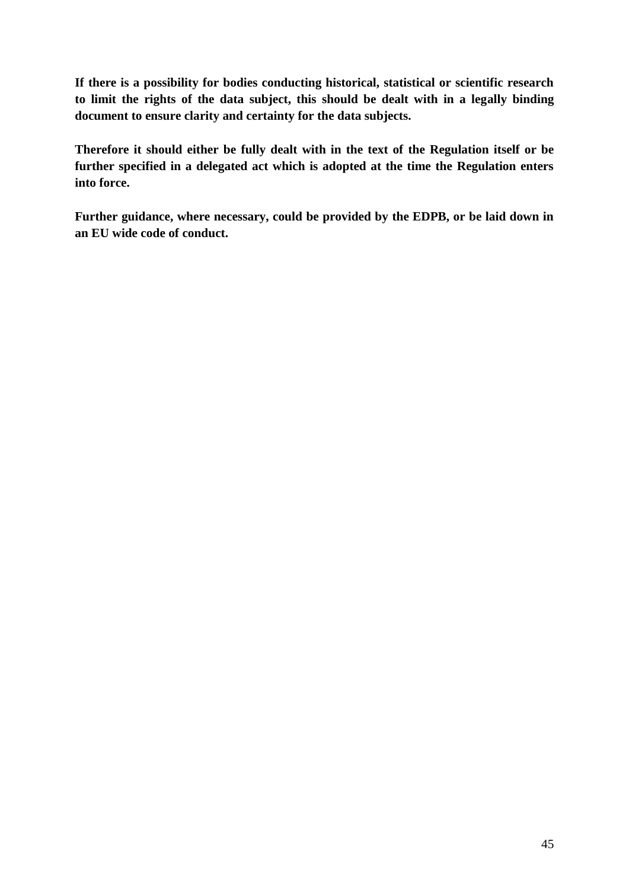**If there is a possibility for bodies conducting historical, statistical or scientific research to limit the rights of the data subject, this should be dealt with in a legally binding document to ensure clarity and certainty for the data subjects.**

**Therefore it should either be fully dealt with in the text of the Regulation itself or be further specified in a delegated act which is adopted at the time the Regulation enters into force.**

**Further guidance, where necessary, could be provided by the EDPB, or be laid down in an EU wide code of conduct.**